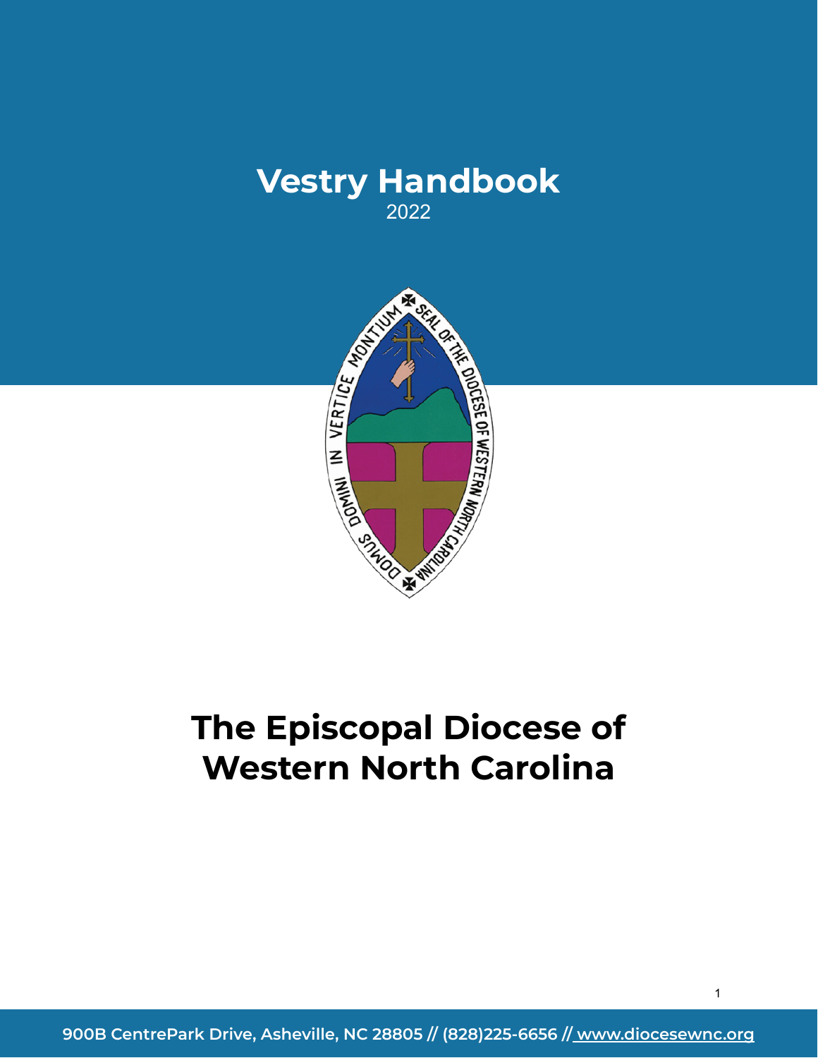# Vestry Handbook

2022

# The Episcopal Diocese of Western North Carolina

900B CentrePark Drive, Asheville, NC 28805 // (828)225-6656 // www.diocesewnc.org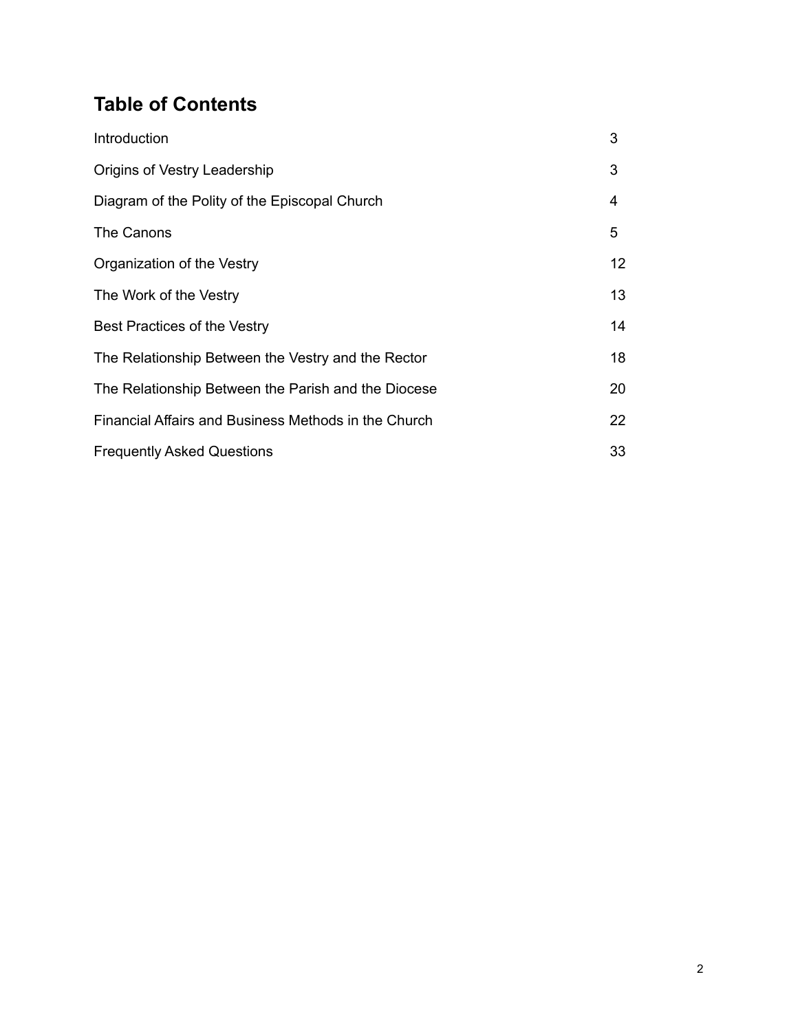# Table of Contents

| | |
|---|---|
| Introduction | 3 |
| Origins of Vestry Leadership | 3 |
| Diagram of the Polity of the Episcopal Church | 4 |
| The Canons | 5 |
| Organization of the Vestry | 12 |
| The Work of the Vestry | 13 |
| Best Practices of the Vestry | 14 |
| The Relationship Between the Vestry and the Rector | 18 |
| The Relationship Between the Parish and the Diocese | 20 |
| Financial Affairs and Business Methods in the Church | 22 |
| Frequently Asked Questions | 33 |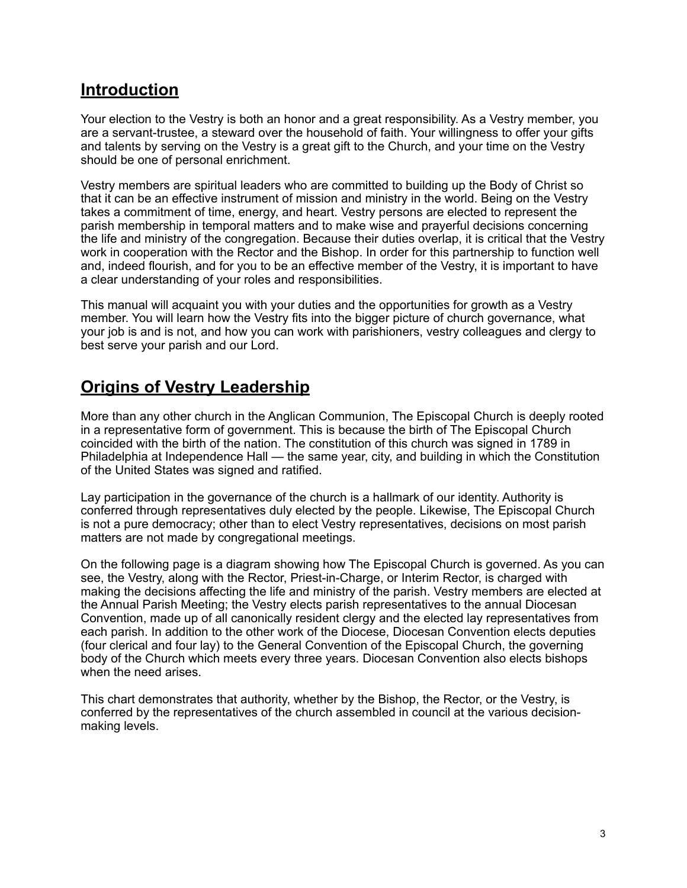## **Introduction**

Your election to the Vestry is both an honor and a great responsibility. As a Vestry member, you are a servant-trustee, a steward over the household of faith. Your willingness to offer your gifts and talents by serving on the Vestry is a great gift to the Church, and your time on the Vestry should be one of personal enrichment.

Vestry members are spiritual leaders who are committed to building up the Body of Christ so that it can be an effective instrument of mission and ministry in the world. Being on the Vestry takes a commitment of time, energy, and heart. Vestry persons are elected to represent the parish membership in temporal matters and to make wise and prayerful decisions concerning the life and ministry of the congregation. Because their duties overlap, it is critical that the Vestry work in cooperation with the Rector and the Bishop. In order for this partnership to function well and, indeed flourish, and for you to be an effective member of the Vestry, it is important to have a clear understanding of your roles and responsibilities.

This manual will acquaint you with your duties and the opportunities for growth as a Vestry member. You will learn how the Vestry fits into the bigger picture of church governance, what your job is and is not, and how you can work with parishioners, vestry colleagues and clergy to best serve your parish and our Lord.

## **Origins of Vestry Leadership**

More than any other church in the Anglican Communion, The Episcopal Church is deeply rooted in a representative form of government. This is because the birth of The Episcopal Church coincided with the birth of the nation. The constitution of this church was signed in 1789 in Philadelphia at Independence Hall — the same year, city, and building in which the Constitution of the United States was signed and ratified.

Lay participation in the governance of the church is a hallmark of our identity. Authority is conferred through representatives duly elected by the people. Likewise, The Episcopal Church is not a pure democracy; other than to elect Vestry representatives, decisions on most parish matters are not made by congregational meetings.

On the following page is a diagram showing how The Episcopal Church is governed. As you can see, the Vestry, along with the Rector, Priest-in-Charge, or Interim Rector, is charged with making the decisions affecting the life and ministry of the parish. Vestry members are elected at the Annual Parish Meeting; the Vestry elects parish representatives to the annual Diocesan Convention, made up of all canonically resident clergy and the elected lay representatives from each parish. In addition to the other work of the Diocese, Diocesan Convention elects deputies (four clerical and four lay) to the General Convention of the Episcopal Church, the governing body of the Church which meets every three years. Diocesan Convention also elects bishops when the need arises.

This chart demonstrates that authority, whether by the Bishop, the Rector, or the Vestry, is conferred by the representatives of the church assembled in council at the various decision-making levels.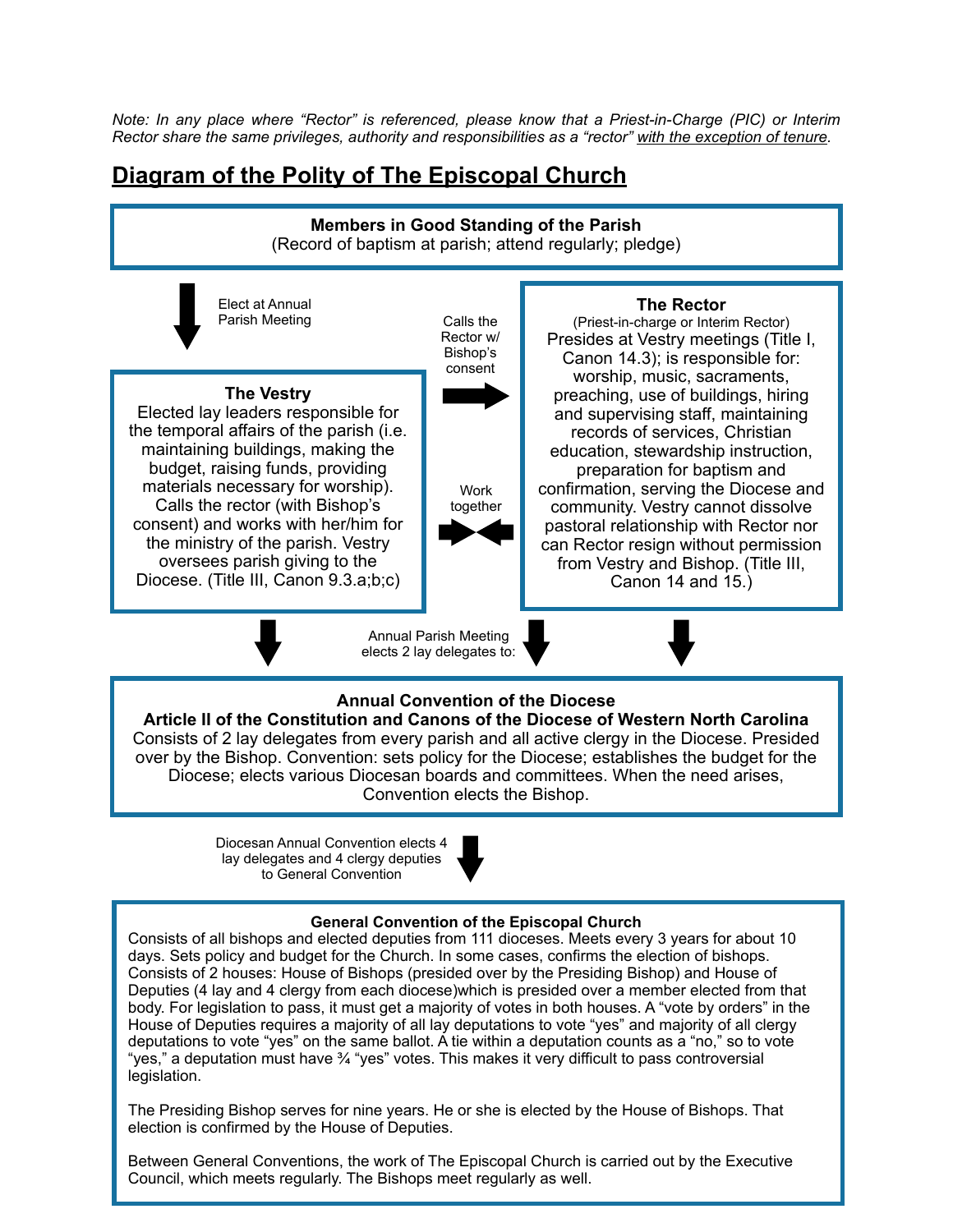*Note: In any place where "Rector" is referenced, please know that a Priest-in-Charge (PIC) or Interim Rector share the same privileges, authority and responsibilities as a "rector" with the exception of tenure.*

# Diagram of the Polity of The Episcopal Church

**Members in Good Standing of the Parish**
(Record of baptism at parish; attend regularly; pledge)

↓ Elect at Annual Parish Meeting

**The Vestry**
Elected lay leaders responsible for the temporal affairs of the parish (i.e. maintaining buildings, making the budget, raising funds, providing materials necessary for worship). Calls the rector (with Bishop's consent) and works with her/him for the ministry of the parish. Vestry oversees parish giving to the Diocese. (Title III, Canon 9.3.a;b;c)

→ Calls the Rector w/ Bishop's consent

↔ Work together

**The Rector**
(Priest-in-charge or Interim Rector)
Presides at Vestry meetings (Title I, Canon 14.3); is responsible for: worship, music, sacraments, preaching, use of buildings, hiring and supervising staff, maintaining records of services, Christian education, stewardship instruction, preparation for baptism and confirmation, serving the Diocese and community. Vestry cannot dissolve pastoral relationship with Rector nor can Rector resign without permission from Vestry and Bishop. (Title III, Canon 14 and 15.)

↓ Annual Parish Meeting elects 2 lay delegates to:

**Annual Convention of the Diocese**
**Article II of the Constitution and Canons of the Diocese of Western North Carolina**
Consists of 2 lay delegates from every parish and all active clergy in the Diocese. Presided over by the Bishop. Convention: sets policy for the Diocese; establishes the budget for the Diocese; elects various Diocesan boards and committees. When the need arises, Convention elects the Bishop.

↓ Diocesan Annual Convention elects 4 lay delegates and 4 clergy deputies to General Convention

**General Convention of the Episcopal Church**
Consists of all bishops and elected deputies from 111 dioceses. Meets every 3 years for about 10 days. Sets policy and budget for the Church. In some cases, confirms the election of bishops. Consists of 2 houses: House of Bishops (presided over by the Presiding Bishop) and House of Deputies (4 lay and 4 clergy from each diocese)which is presided over a member elected from that body. For legislation to pass, it must get a majority of votes in both houses. A "vote by orders" in the House of Deputies requires a majority of all lay deputations to vote "yes" and majority of all clergy deputations to vote "yes" on the same ballot. A tie within a deputation counts as a "no," so to vote "yes," a deputation must have ¾ "yes" votes. This makes it very difficult to pass controversial legislation.

The Presiding Bishop serves for nine years. He or she is elected by the House of Bishops. That election is confirmed by the House of Deputies.

Between General Conventions, the work of The Episcopal Church is carried out by the Executive Council, which meets regularly. The Bishops meet regularly as well.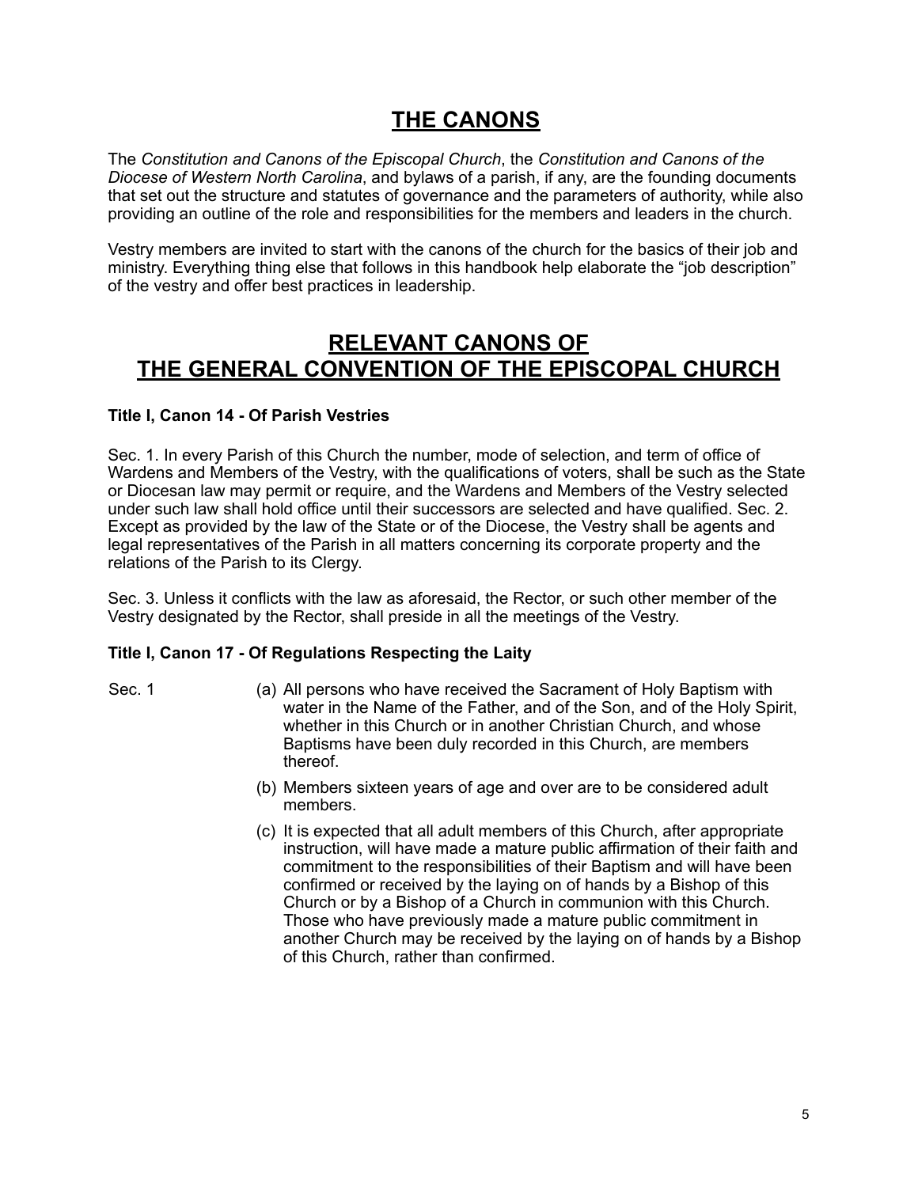# THE CANONS

The *Constitution and Canons of the Episcopal Church*, the *Constitution and Canons of the Diocese of Western North Carolina*, and bylaws of a parish, if any, are the founding documents that set out the structure and statutes of governance and the parameters of authority, while also providing an outline of the role and responsibilities for the members and leaders in the church.

Vestry members are invited to start with the canons of the church for the basics of their job and ministry. Everything thing else that follows in this handbook help elaborate the "job description" of the vestry and offer best practices in leadership.

# RELEVANT CANONS OF THE GENERAL CONVENTION OF THE EPISCOPAL CHURCH

### Title I, Canon 14 - Of Parish Vestries

Sec. 1. In every Parish of this Church the number, mode of selection, and term of office of Wardens and Members of the Vestry, with the qualifications of voters, shall be such as the State or Diocesan law may permit or require, and the Wardens and Members of the Vestry selected under such law shall hold office until their successors are selected and have qualified. Sec. 2. Except as provided by the law of the State or of the Diocese, the Vestry shall be agents and legal representatives of the Parish in all matters concerning its corporate property and the relations of the Parish to its Clergy.

Sec. 3. Unless it conflicts with the law as aforesaid, the Rector, or such other member of the Vestry designated by the Rector, shall preside in all the meetings of the Vestry.

### Title I, Canon 17 - Of Regulations Respecting the Laity

Sec. 1

(a) All persons who have received the Sacrament of Holy Baptism with water in the Name of the Father, and of the Son, and of the Holy Spirit, whether in this Church or in another Christian Church, and whose Baptisms have been duly recorded in this Church, are members thereof.

(b) Members sixteen years of age and over are to be considered adult members.

(c) It is expected that all adult members of this Church, after appropriate instruction, will have made a mature public affirmation of their faith and commitment to the responsibilities of their Baptism and will have been confirmed or received by the laying on of hands by a Bishop of this Church or by a Bishop of a Church in communion with this Church. Those who have previously made a mature public commitment in another Church may be received by the laying on of hands by a Bishop of this Church, rather than confirmed.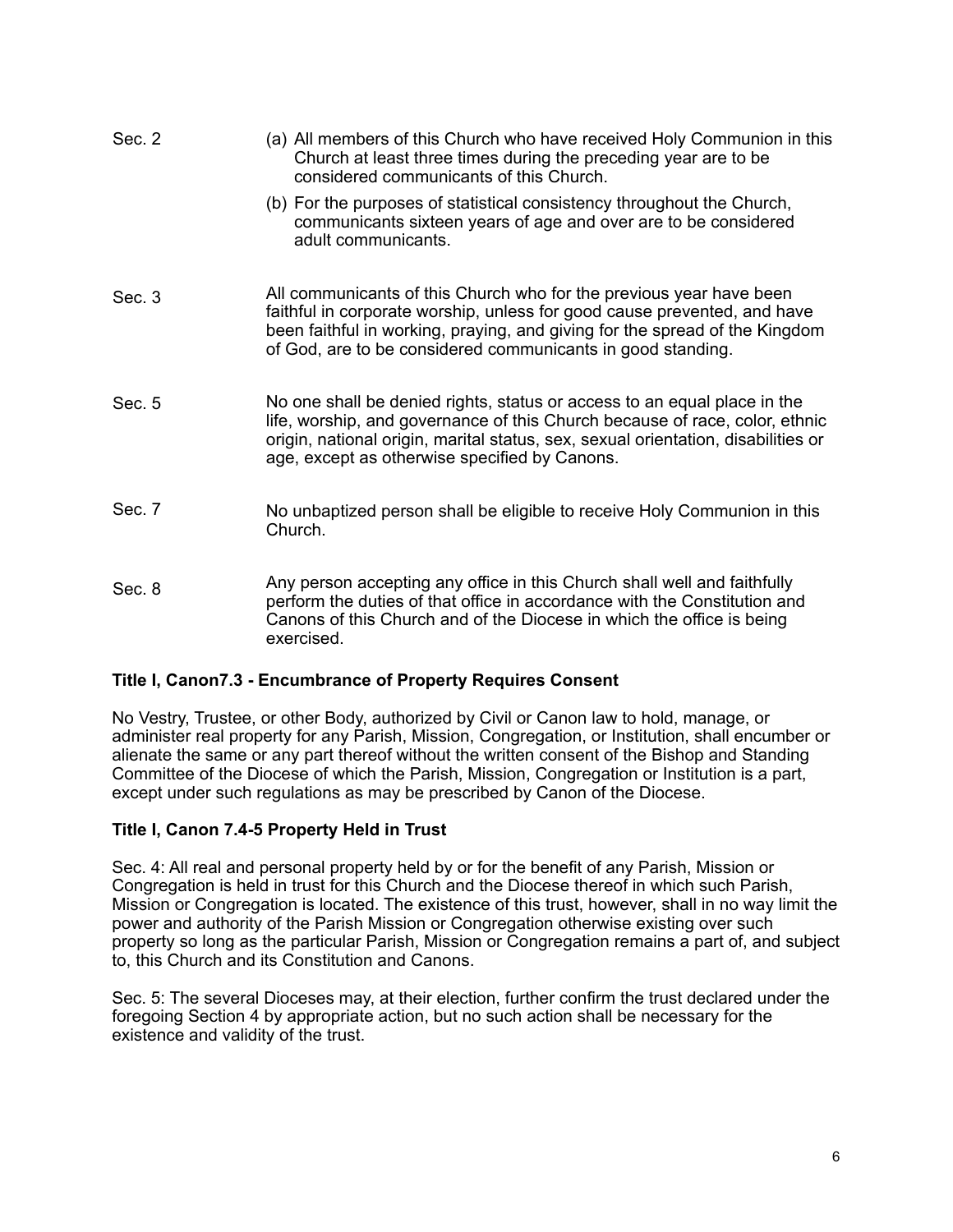Sec. 2

(a) All members of this Church who have received Holy Communion in this Church at least three times during the preceding year are to be considered communicants of this Church.

(b) For the purposes of statistical consistency throughout the Church, communicants sixteen years of age and over are to be considered adult communicants.

Sec. 3

All communicants of this Church who for the previous year have been faithful in corporate worship, unless for good cause prevented, and have been faithful in working, praying, and giving for the spread of the Kingdom of God, are to be considered communicants in good standing.

Sec. 5

No one shall be denied rights, status or access to an equal place in the life, worship, and governance of this Church because of race, color, ethnic origin, national origin, marital status, sex, sexual orientation, disabilities or age, except as otherwise specified by Canons.

Sec. 7

No unbaptized person shall be eligible to receive Holy Communion in this Church.

Sec. 8

Any person accepting any office in this Church shall well and faithfully perform the duties of that office in accordance with the Constitution and Canons of this Church and of the Diocese in which the office is being exercised.

**Title I, Canon7.3 - Encumbrance of Property Requires Consent**

No Vestry, Trustee, or other Body, authorized by Civil or Canon law to hold, manage, or administer real property for any Parish, Mission, Congregation, or Institution, shall encumber or alienate the same or any part thereof without the written consent of the Bishop and Standing Committee of the Diocese of which the Parish, Mission, Congregation or Institution is a part, except under such regulations as may be prescribed by Canon of the Diocese.

**Title I, Canon 7.4-5 Property Held in Trust**

Sec. 4: All real and personal property held by or for the benefit of any Parish, Mission or Congregation is held in trust for this Church and the Diocese thereof in which such Parish, Mission or Congregation is located. The existence of this trust, however, shall in no way limit the power and authority of the Parish Mission or Congregation otherwise existing over such property so long as the particular Parish, Mission or Congregation remains a part of, and subject to, this Church and its Constitution and Canons.

Sec. 5: The several Dioceses may, at their election, further confirm the trust declared under the foregoing Section 4 by appropriate action, but no such action shall be necessary for the existence and validity of the trust.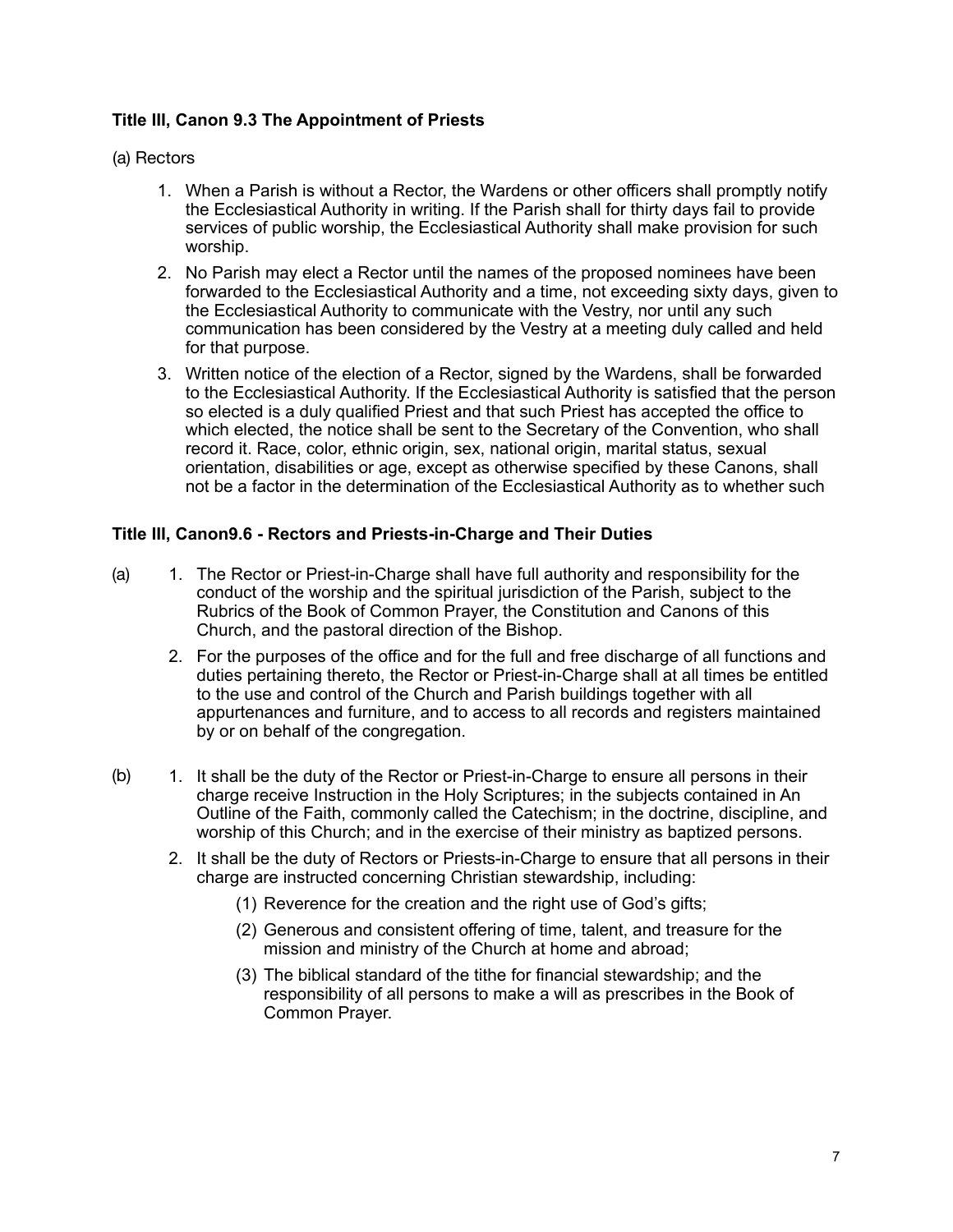**Title III, Canon 9.3 The Appointment of Priests**

(a) Rectors

1. When a Parish is without a Rector, the Wardens or other officers shall promptly notify the Ecclesiastical Authority in writing. If the Parish shall for thirty days fail to provide services of public worship, the Ecclesiastical Authority shall make provision for such worship.
2. No Parish may elect a Rector until the names of the proposed nominees have been forwarded to the Ecclesiastical Authority and a time, not exceeding sixty days, given to the Ecclesiastical Authority to communicate with the Vestry, nor until any such communication has been considered by the Vestry at a meeting duly called and held for that purpose.
3. Written notice of the election of a Rector, signed by the Wardens, shall be forwarded to the Ecclesiastical Authority. If the Ecclesiastical Authority is satisfied that the person so elected is a duly qualified Priest and that such Priest has accepted the office to which elected, the notice shall be sent to the Secretary of the Convention, who shall record it. Race, color, ethnic origin, sex, national origin, marital status, sexual orientation, disabilities or age, except as otherwise specified by these Canons, shall not be a factor in the determination of the Ecclesiastical Authority as to whether such

**Title III, Canon9.6 - Rectors and Priests-in-Charge and Their Duties**

(a)

1. The Rector or Priest-in-Charge shall have full authority and responsibility for the conduct of the worship and the spiritual jurisdiction of the Parish, subject to the Rubrics of the Book of Common Prayer, the Constitution and Canons of this Church, and the pastoral direction of the Bishop.
2. For the purposes of the office and for the full and free discharge of all functions and duties pertaining thereto, the Rector or Priest-in-Charge shall at all times be entitled to the use and control of the Church and Parish buildings together with all appurtenances and furniture, and to access to all records and registers maintained by or on behalf of the congregation.

(b)

1. It shall be the duty of the Rector or Priest-in-Charge to ensure all persons in their charge receive Instruction in the Holy Scriptures; in the subjects contained in An Outline of the Faith, commonly called the Catechism; in the doctrine, discipline, and worship of this Church; and in the exercise of their ministry as baptized persons.
2. It shall be the duty of Rectors or Priests-in-Charge to ensure that all persons in their charge are instructed concerning Christian stewardship, including:
   - (1) Reverence for the creation and the right use of God's gifts;
   - (2) Generous and consistent offering of time, talent, and treasure for the mission and ministry of the Church at home and abroad;
   - (3) The biblical standard of the tithe for financial stewardship; and the responsibility of all persons to make a will as prescribes in the Book of Common Prayer.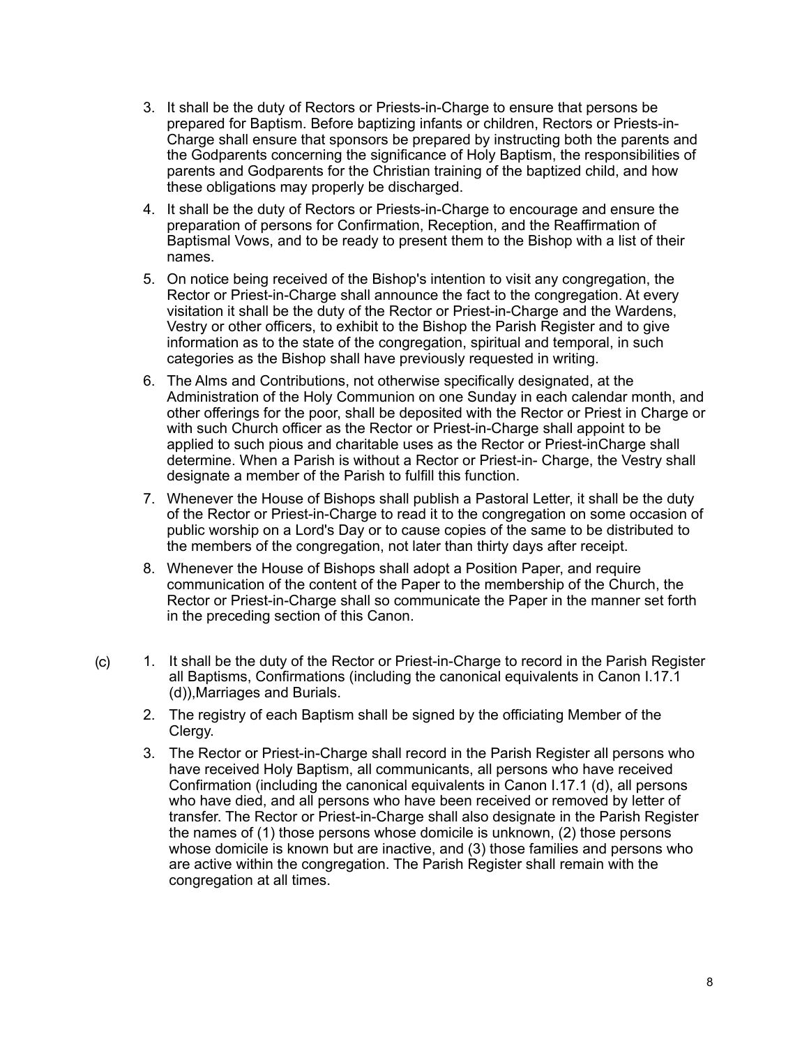3. It shall be the duty of Rectors or Priests-in-Charge to ensure that persons be prepared for Baptism. Before baptizing infants or children, Rectors or Priests-in-Charge shall ensure that sponsors be prepared by instructing both the parents and the Godparents concerning the significance of Holy Baptism, the responsibilities of parents and Godparents for the Christian training of the baptized child, and how these obligations may properly be discharged.
4. It shall be the duty of Rectors or Priests-in-Charge to encourage and ensure the preparation of persons for Confirmation, Reception, and the Reaffirmation of Baptismal Vows, and to be ready to present them to the Bishop with a list of their names.
5. On notice being received of the Bishop's intention to visit any congregation, the Rector or Priest-in-Charge shall announce the fact to the congregation. At every visitation it shall be the duty of the Rector or Priest-in-Charge and the Wardens, Vestry or other officers, to exhibit to the Bishop the Parish Register and to give information as to the state of the congregation, spiritual and temporal, in such categories as the Bishop shall have previously requested in writing.
6. The Alms and Contributions, not otherwise specifically designated, at the Administration of the Holy Communion on one Sunday in each calendar month, and other offerings for the poor, shall be deposited with the Rector or Priest in Charge or with such Church officer as the Rector or Priest-in-Charge shall appoint to be applied to such pious and charitable uses as the Rector or Priest-inCharge shall determine. When a Parish is without a Rector or Priest-in- Charge, the Vestry shall designate a member of the Parish to fulfill this function.
7. Whenever the House of Bishops shall publish a Pastoral Letter, it shall be the duty of the Rector or Priest-in-Charge to read it to the congregation on some occasion of public worship on a Lord's Day or to cause copies of the same to be distributed to the members of the congregation, not later than thirty days after receipt.
8. Whenever the House of Bishops shall adopt a Position Paper, and require communication of the content of the Paper to the membership of the Church, the Rector or Priest-in-Charge shall so communicate the Paper in the manner set forth in the preceding section of this Canon.

(c)

1. It shall be the duty of the Rector or Priest-in-Charge to record in the Parish Register all Baptisms, Confirmations (including the canonical equivalents in Canon I.17.1 (d)),Marriages and Burials.
2. The registry of each Baptism shall be signed by the officiating Member of the Clergy.
3. The Rector or Priest-in-Charge shall record in the Parish Register all persons who have received Holy Baptism, all communicants, all persons who have received Confirmation (including the canonical equivalents in Canon I.17.1 (d), all persons who have died, and all persons who have been received or removed by letter of transfer. The Rector or Priest-in-Charge shall also designate in the Parish Register the names of (1) those persons whose domicile is unknown, (2) those persons whose domicile is known but are inactive, and (3) those families and persons who are active within the congregation. The Parish Register shall remain with the congregation at all times.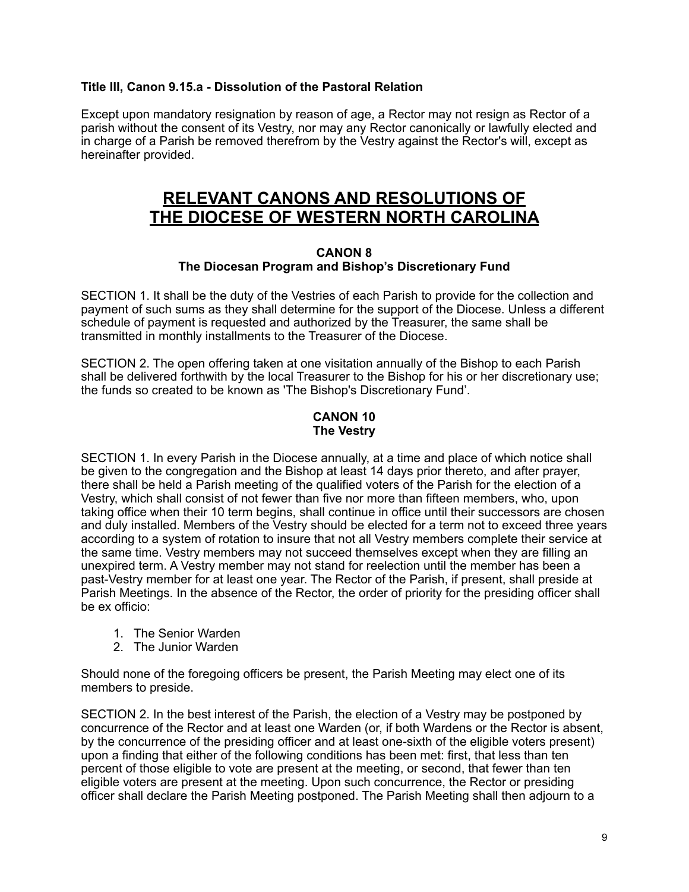**Title III, Canon 9.15.a - Dissolution of the Pastoral Relation**

Except upon mandatory resignation by reason of age, a Rector may not resign as Rector of a parish without the consent of its Vestry, nor may any Rector canonically or lawfully elected and in charge of a Parish be removed therefrom by the Vestry against the Rector's will, except as hereinafter provided.

# RELEVANT CANONS AND RESOLUTIONS OF THE DIOCESE OF WESTERN NORTH CAROLINA

### CANON 8
### The Diocesan Program and Bishop's Discretionary Fund

SECTION 1. It shall be the duty of the Vestries of each Parish to provide for the collection and payment of such sums as they shall determine for the support of the Diocese. Unless a different schedule of payment is requested and authorized by the Treasurer, the same shall be transmitted in monthly installments to the Treasurer of the Diocese.

SECTION 2. The open offering taken at one visitation annually of the Bishop to each Parish shall be delivered forthwith by the local Treasurer to the Bishop for his or her discretionary use; the funds so created to be known as 'The Bishop's Discretionary Fund'.

### CANON 10
### The Vestry

SECTION 1. In every Parish in the Diocese annually, at a time and place of which notice shall be given to the congregation and the Bishop at least 14 days prior thereto, and after prayer, there shall be held a Parish meeting of the qualified voters of the Parish for the election of a Vestry, which shall consist of not fewer than five nor more than fifteen members, who, upon taking office when their 10 term begins, shall continue in office until their successors are chosen and duly installed. Members of the Vestry should be elected for a term not to exceed three years according to a system of rotation to insure that not all Vestry members complete their service at the same time. Vestry members may not succeed themselves except when they are filling an unexpired term. A Vestry member may not stand for reelection until the member has been a past-Vestry member for at least one year. The Rector of the Parish, if present, shall preside at Parish Meetings. In the absence of the Rector, the order of priority for the presiding officer shall be ex officio:

1. The Senior Warden
2. The Junior Warden

Should none of the foregoing officers be present, the Parish Meeting may elect one of its members to preside.

SECTION 2. In the best interest of the Parish, the election of a Vestry may be postponed by concurrence of the Rector and at least one Warden (or, if both Wardens or the Rector is absent, by the concurrence of the presiding officer and at least one-sixth of the eligible voters present) upon a finding that either of the following conditions has been met: first, that less than ten percent of those eligible to vote are present at the meeting, or second, that fewer than ten eligible voters are present at the meeting. Upon such concurrence, the Rector or presiding officer shall declare the Parish Meeting postponed. The Parish Meeting shall then adjourn to a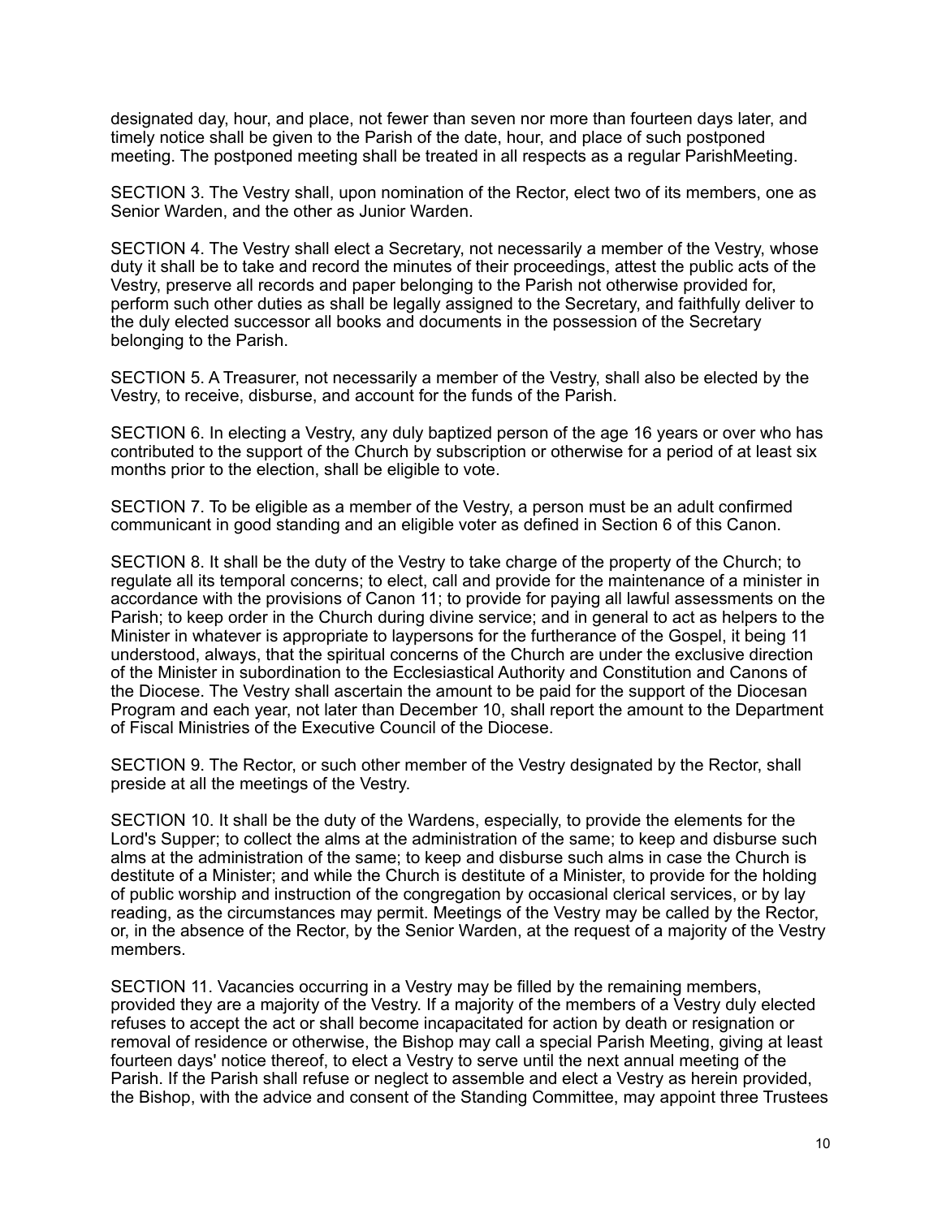designated day, hour, and place, not fewer than seven nor more than fourteen days later, and timely notice shall be given to the Parish of the date, hour, and place of such postponed meeting. The postponed meeting shall be treated in all respects as a regular ParishMeeting.

SECTION 3. The Vestry shall, upon nomination of the Rector, elect two of its members, one as Senior Warden, and the other as Junior Warden.

SECTION 4. The Vestry shall elect a Secretary, not necessarily a member of the Vestry, whose duty it shall be to take and record the minutes of their proceedings, attest the public acts of the Vestry, preserve all records and paper belonging to the Parish not otherwise provided for, perform such other duties as shall be legally assigned to the Secretary, and faithfully deliver to the duly elected successor all books and documents in the possession of the Secretary belonging to the Parish.

SECTION 5. A Treasurer, not necessarily a member of the Vestry, shall also be elected by the Vestry, to receive, disburse, and account for the funds of the Parish.

SECTION 6. In electing a Vestry, any duly baptized person of the age 16 years or over who has contributed to the support of the Church by subscription or otherwise for a period of at least six months prior to the election, shall be eligible to vote.

SECTION 7. To be eligible as a member of the Vestry, a person must be an adult confirmed communicant in good standing and an eligible voter as defined in Section 6 of this Canon.

SECTION 8. It shall be the duty of the Vestry to take charge of the property of the Church; to regulate all its temporal concerns; to elect, call and provide for the maintenance of a minister in accordance with the provisions of Canon 11; to provide for paying all lawful assessments on the Parish; to keep order in the Church during divine service; and in general to act as helpers to the Minister in whatever is appropriate to laypersons for the furtherance of the Gospel, it being 11 understood, always, that the spiritual concerns of the Church are under the exclusive direction of the Minister in subordination to the Ecclesiastical Authority and Constitution and Canons of the Diocese. The Vestry shall ascertain the amount to be paid for the support of the Diocesan Program and each year, not later than December 10, shall report the amount to the Department of Fiscal Ministries of the Executive Council of the Diocese.

SECTION 9. The Rector, or such other member of the Vestry designated by the Rector, shall preside at all the meetings of the Vestry.

SECTION 10. It shall be the duty of the Wardens, especially, to provide the elements for the Lord's Supper; to collect the alms at the administration of the same; to keep and disburse such alms at the administration of the same; to keep and disburse such alms in case the Church is destitute of a Minister; and while the Church is destitute of a Minister, to provide for the holding of public worship and instruction of the congregation by occasional clerical services, or by lay reading, as the circumstances may permit. Meetings of the Vestry may be called by the Rector, or, in the absence of the Rector, by the Senior Warden, at the request of a majority of the Vestry members.

SECTION 11. Vacancies occurring in a Vestry may be filled by the remaining members, provided they are a majority of the Vestry. If a majority of the members of a Vestry duly elected refuses to accept the act or shall become incapacitated for action by death or resignation or removal of residence or otherwise, the Bishop may call a special Parish Meeting, giving at least fourteen days' notice thereof, to elect a Vestry to serve until the next annual meeting of the Parish. If the Parish shall refuse or neglect to assemble and elect a Vestry as herein provided, the Bishop, with the advice and consent of the Standing Committee, may appoint three Trustees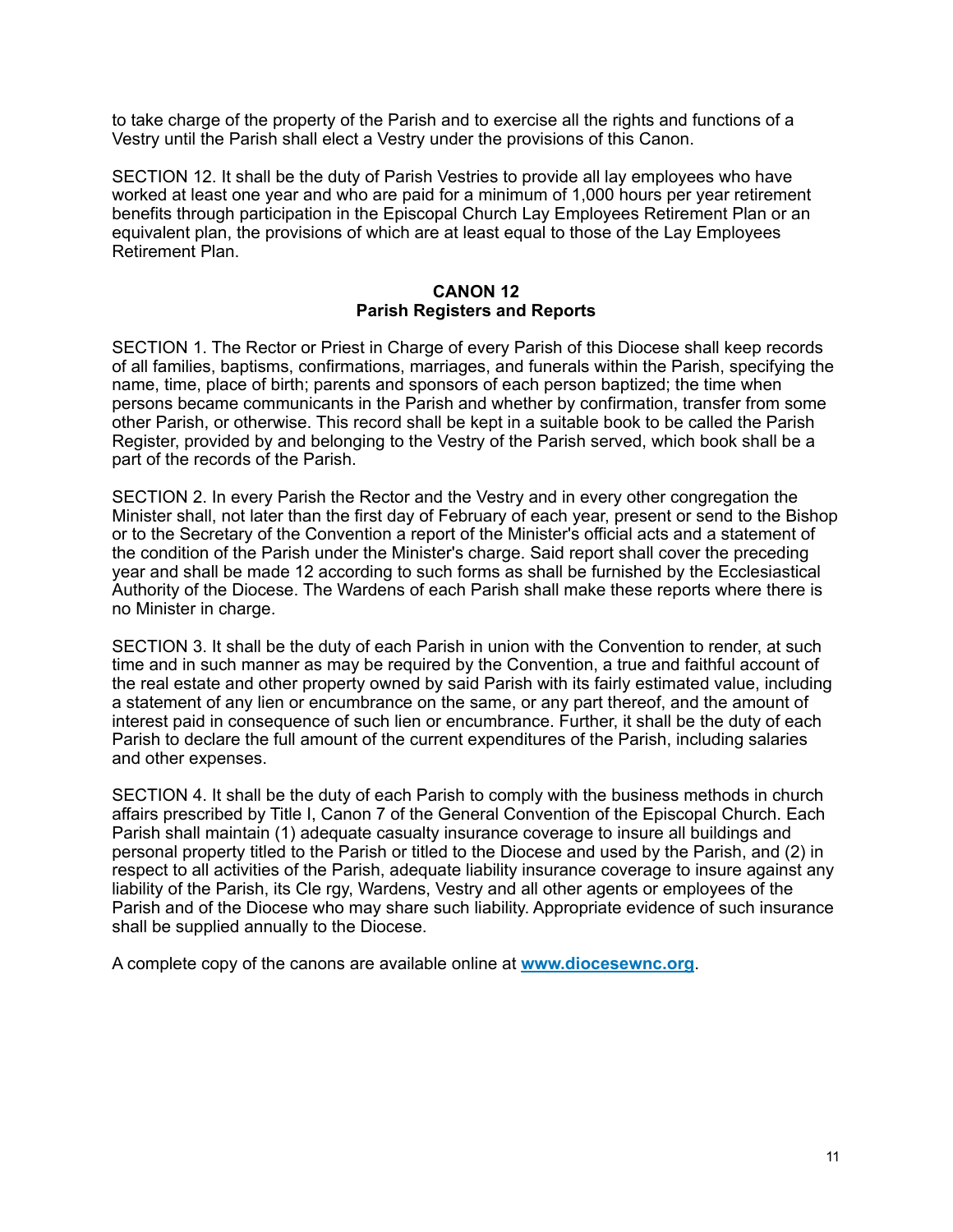to take charge of the property of the Parish and to exercise all the rights and functions of a Vestry until the Parish shall elect a Vestry under the provisions of this Canon.

SECTION 12. It shall be the duty of Parish Vestries to provide all lay employees who have worked at least one year and who are paid for a minimum of 1,000 hours per year retirement benefits through participation in the Episcopal Church Lay Employees Retirement Plan or an equivalent plan, the provisions of which are at least equal to those of the Lay Employees Retirement Plan.

**CANON 12**
**Parish Registers and Reports**

SECTION 1. The Rector or Priest in Charge of every Parish of this Diocese shall keep records of all families, baptisms, confirmations, marriages, and funerals within the Parish, specifying the name, time, place of birth; parents and sponsors of each person baptized; the time when persons became communicants in the Parish and whether by confirmation, transfer from some other Parish, or otherwise. This record shall be kept in a suitable book to be called the Parish Register, provided by and belonging to the Vestry of the Parish served, which book shall be a part of the records of the Parish.

SECTION 2. In every Parish the Rector and the Vestry and in every other congregation the Minister shall, not later than the first day of February of each year, present or send to the Bishop or to the Secretary of the Convention a report of the Minister's official acts and a statement of the condition of the Parish under the Minister's charge. Said report shall cover the preceding year and shall be made 12 according to such forms as shall be furnished by the Ecclesiastical Authority of the Diocese. The Wardens of each Parish shall make these reports where there is no Minister in charge.

SECTION 3. It shall be the duty of each Parish in union with the Convention to render, at such time and in such manner as may be required by the Convention, a true and faithful account of the real estate and other property owned by said Parish with its fairly estimated value, including a statement of any lien or encumbrance on the same, or any part thereof, and the amount of interest paid in consequence of such lien or encumbrance. Further, it shall be the duty of each Parish to declare the full amount of the current expenditures of the Parish, including salaries and other expenses.

SECTION 4. It shall be the duty of each Parish to comply with the business methods in church affairs prescribed by Title I, Canon 7 of the General Convention of the Episcopal Church. Each Parish shall maintain (1) adequate casualty insurance coverage to insure all buildings and personal property titled to the Parish or titled to the Diocese and used by the Parish, and (2) in respect to all activities of the Parish, adequate liability insurance coverage to insure against any liability of the Parish, its Cle rgy, Wardens, Vestry and all other agents or employees of the Parish and of the Diocese who may share such liability. Appropriate evidence of such insurance shall be supplied annually to the Diocese.

A complete copy of the canons are available online at **[www.diocesewnc.org](http://www.diocesewnc.org)**.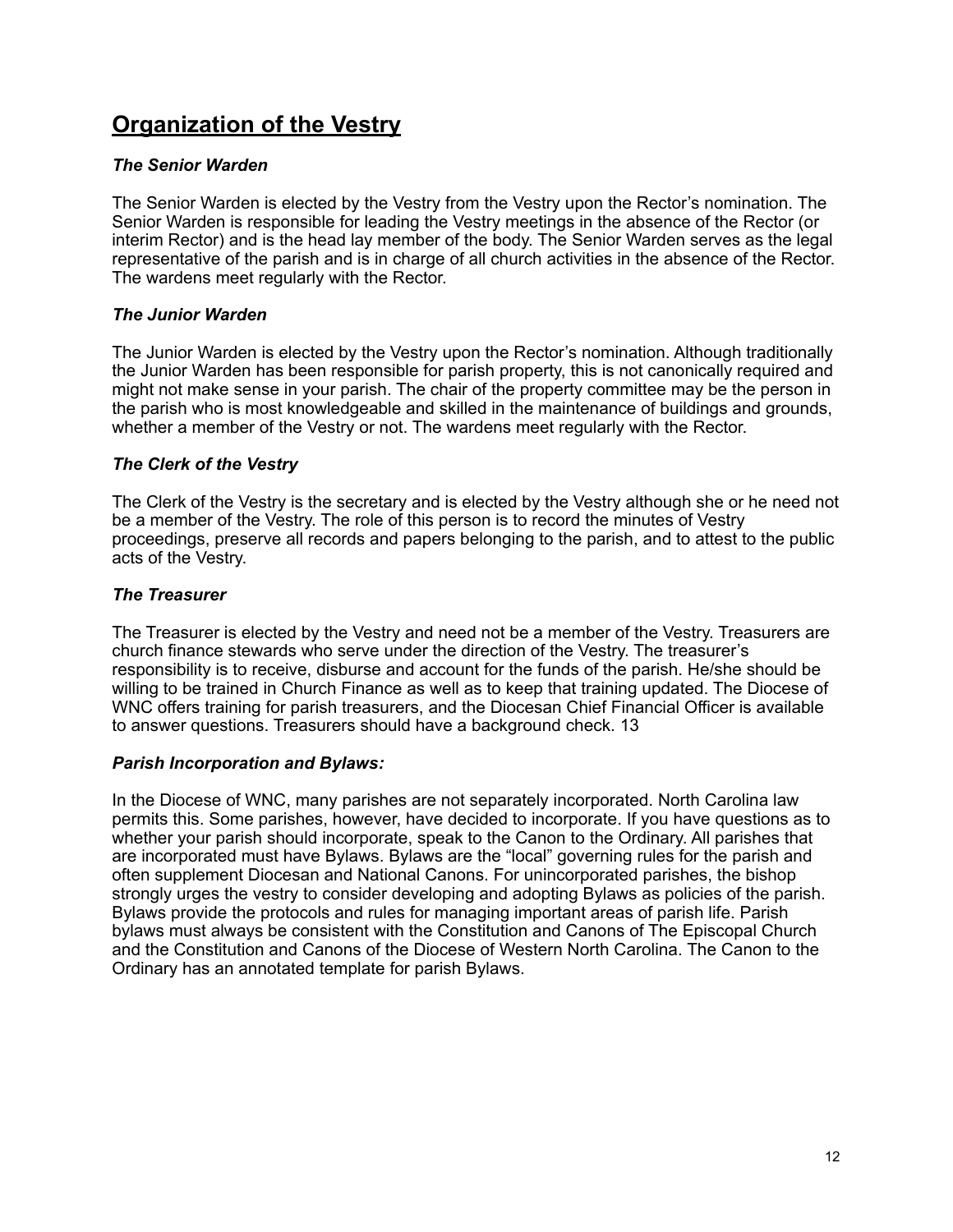## Organization of the Vestry

### *The Senior Warden*

The Senior Warden is elected by the Vestry from the Vestry upon the Rector's nomination. The Senior Warden is responsible for leading the Vestry meetings in the absence of the Rector (or interim Rector) and is the head lay member of the body. The Senior Warden serves as the legal representative of the parish and is in charge of all church activities in the absence of the Rector. The wardens meet regularly with the Rector.

### *The Junior Warden*

The Junior Warden is elected by the Vestry upon the Rector's nomination. Although traditionally the Junior Warden has been responsible for parish property, this is not canonically required and might not make sense in your parish. The chair of the property committee may be the person in the parish who is most knowledgeable and skilled in the maintenance of buildings and grounds, whether a member of the Vestry or not. The wardens meet regularly with the Rector.

### *The Clerk of the Vestry*

The Clerk of the Vestry is the secretary and is elected by the Vestry although she or he need not be a member of the Vestry. The role of this person is to record the minutes of Vestry proceedings, preserve all records and papers belonging to the parish, and to attest to the public acts of the Vestry.

### *The Treasurer*

The Treasurer is elected by the Vestry and need not be a member of the Vestry. Treasurers are church finance stewards who serve under the direction of the Vestry. The treasurer's responsibility is to receive, disburse and account for the funds of the parish. He/she should be willing to be trained in Church Finance as well as to keep that training updated. The Diocese of WNC offers training for parish treasurers, and the Diocesan Chief Financial Officer is available to answer questions. Treasurers should have a background check. 13

### *Parish Incorporation and Bylaws:*

In the Diocese of WNC, many parishes are not separately incorporated. North Carolina law permits this. Some parishes, however, have decided to incorporate. If you have questions as to whether your parish should incorporate, speak to the Canon to the Ordinary. All parishes that are incorporated must have Bylaws. Bylaws are the "local" governing rules for the parish and often supplement Diocesan and National Canons. For unincorporated parishes, the bishop strongly urges the vestry to consider developing and adopting Bylaws as policies of the parish. Bylaws provide the protocols and rules for managing important areas of parish life. Parish bylaws must always be consistent with the Constitution and Canons of The Episcopal Church and the Constitution and Canons of the Diocese of Western North Carolina. The Canon to the Ordinary has an annotated template for parish Bylaws.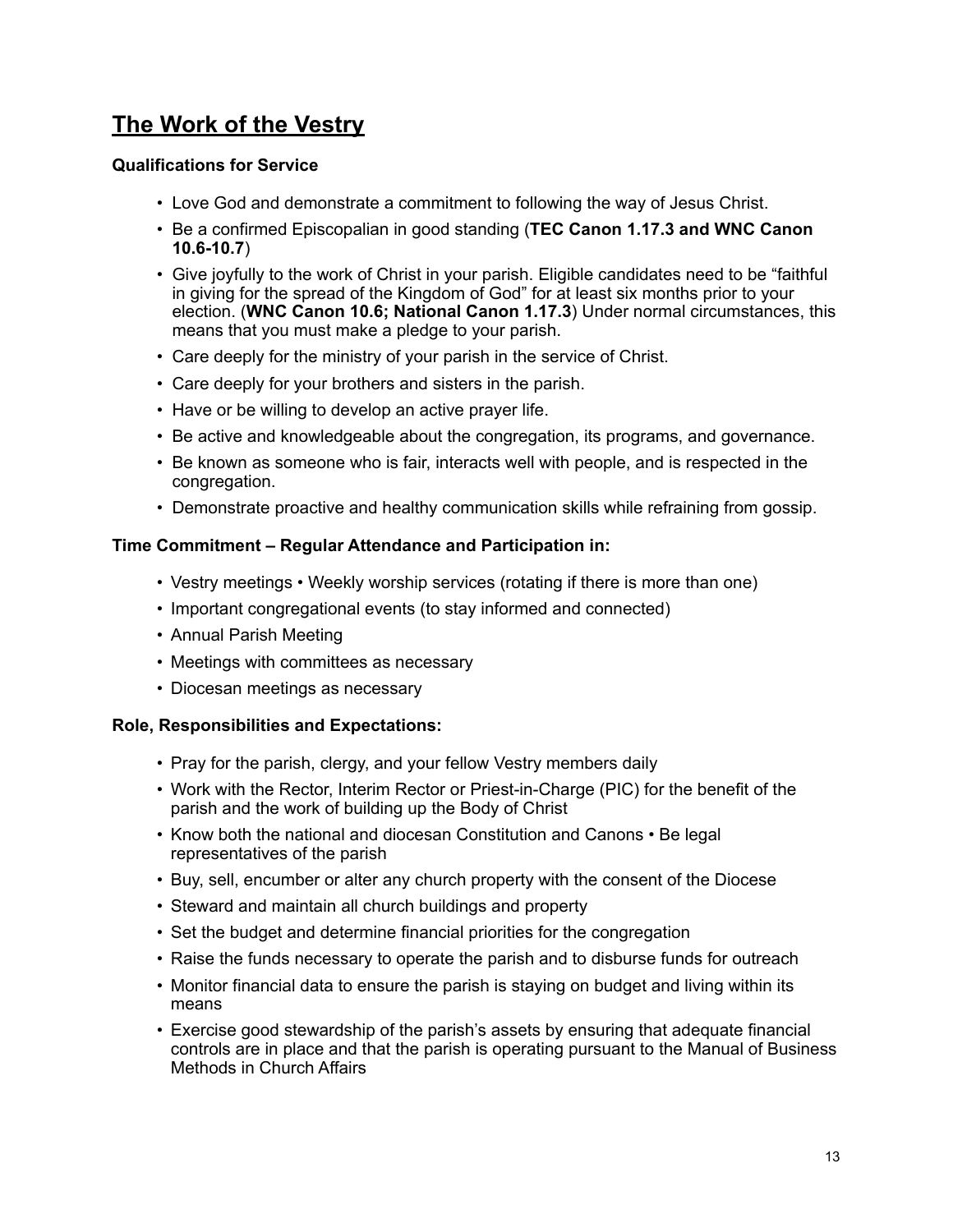## The Work of the Vestry

**Qualifications for Service**

- Love God and demonstrate a commitment to following the way of Jesus Christ.
- Be a confirmed Episcopalian in good standing (**TEC Canon 1.17.3 and WNC Canon 10.6-10.7**)
- Give joyfully to the work of Christ in your parish. Eligible candidates need to be "faithful in giving for the spread of the Kingdom of God" for at least six months prior to your election. (**WNC Canon 10.6; National Canon 1.17.3**) Under normal circumstances, this means that you must make a pledge to your parish.
- Care deeply for the ministry of your parish in the service of Christ.
- Care deeply for your brothers and sisters in the parish.
- Have or be willing to develop an active prayer life.
- Be active and knowledgeable about the congregation, its programs, and governance.
- Be known as someone who is fair, interacts well with people, and is respected in the congregation.
- Demonstrate proactive and healthy communication skills while refraining from gossip.

**Time Commitment – Regular Attendance and Participation in:**

- Vestry meetings • Weekly worship services (rotating if there is more than one)
- Important congregational events (to stay informed and connected)
- Annual Parish Meeting
- Meetings with committees as necessary
- Diocesan meetings as necessary

**Role, Responsibilities and Expectations:**

- Pray for the parish, clergy, and your fellow Vestry members daily
- Work with the Rector, Interim Rector or Priest-in-Charge (PIC) for the benefit of the parish and the work of building up the Body of Christ
- Know both the national and diocesan Constitution and Canons • Be legal representatives of the parish
- Buy, sell, encumber or alter any church property with the consent of the Diocese
- Steward and maintain all church buildings and property
- Set the budget and determine financial priorities for the congregation
- Raise the funds necessary to operate the parish and to disburse funds for outreach
- Monitor financial data to ensure the parish is staying on budget and living within its means
- Exercise good stewardship of the parish's assets by ensuring that adequate financial controls are in place and that the parish is operating pursuant to the Manual of Business Methods in Church Affairs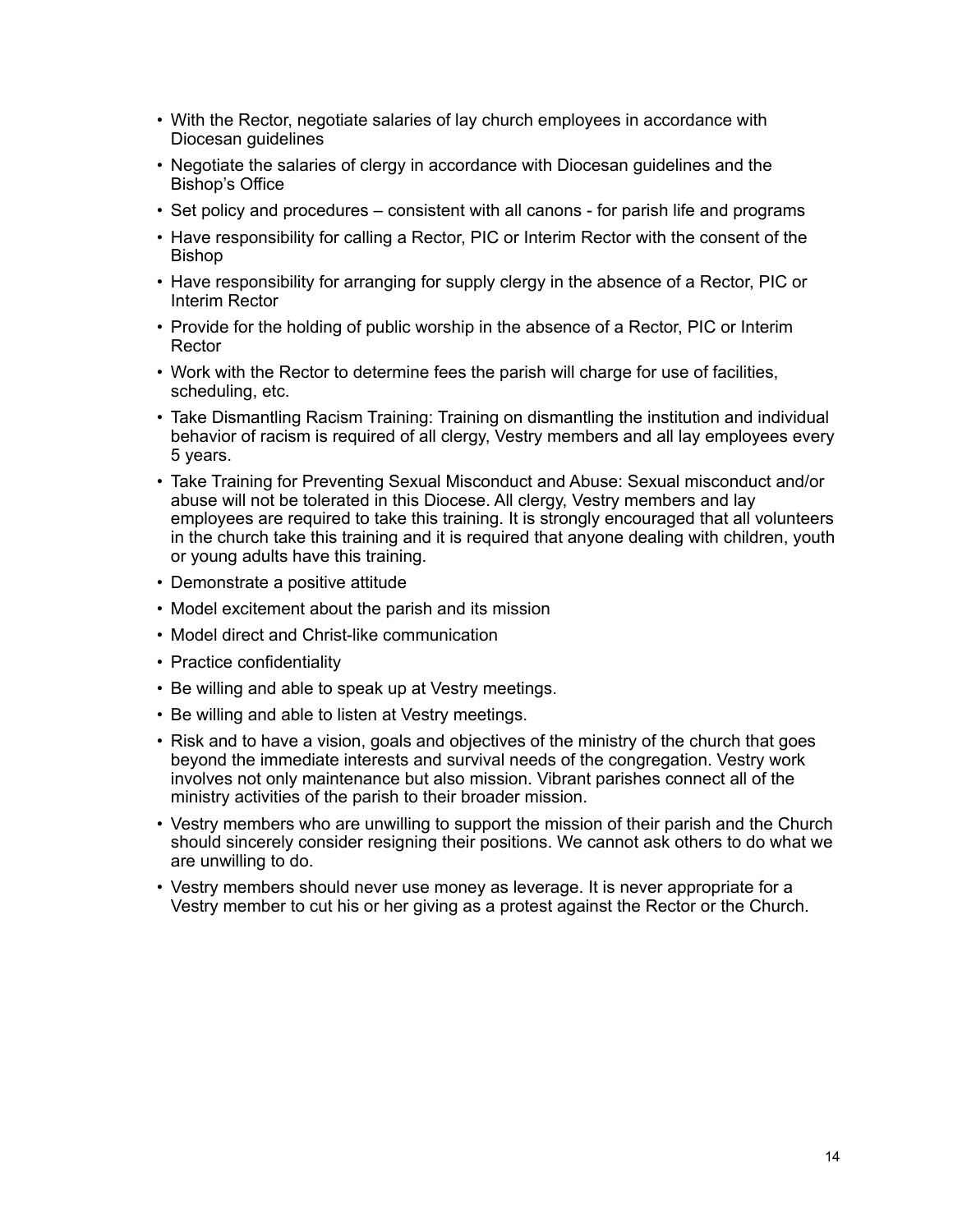- With the Rector, negotiate salaries of lay church employees in accordance with Diocesan guidelines
- Negotiate the salaries of clergy in accordance with Diocesan guidelines and the Bishop's Office
- Set policy and procedures – consistent with all canons - for parish life and programs
- Have responsibility for calling a Rector, PIC or Interim Rector with the consent of the Bishop
- Have responsibility for arranging for supply clergy in the absence of a Rector, PIC or Interim Rector
- Provide for the holding of public worship in the absence of a Rector, PIC or Interim Rector
- Work with the Rector to determine fees the parish will charge for use of facilities, scheduling, etc.
- Take Dismantling Racism Training: Training on dismantling the institution and individual behavior of racism is required of all clergy, Vestry members and all lay employees every 5 years.
- Take Training for Preventing Sexual Misconduct and Abuse: Sexual misconduct and/or abuse will not be tolerated in this Diocese. All clergy, Vestry members and lay employees are required to take this training. It is strongly encouraged that all volunteers in the church take this training and it is required that anyone dealing with children, youth or young adults have this training.
- Demonstrate a positive attitude
- Model excitement about the parish and its mission
- Model direct and Christ-like communication
- Practice confidentiality
- Be willing and able to speak up at Vestry meetings.
- Be willing and able to listen at Vestry meetings.
- Risk and to have a vision, goals and objectives of the ministry of the church that goes beyond the immediate interests and survival needs of the congregation. Vestry work involves not only maintenance but also mission. Vibrant parishes connect all of the ministry activities of the parish to their broader mission.
- Vestry members who are unwilling to support the mission of their parish and the Church should sincerely consider resigning their positions. We cannot ask others to do what we are unwilling to do.
- Vestry members should never use money as leverage. It is never appropriate for a Vestry member to cut his or her giving as a protest against the Rector or the Church.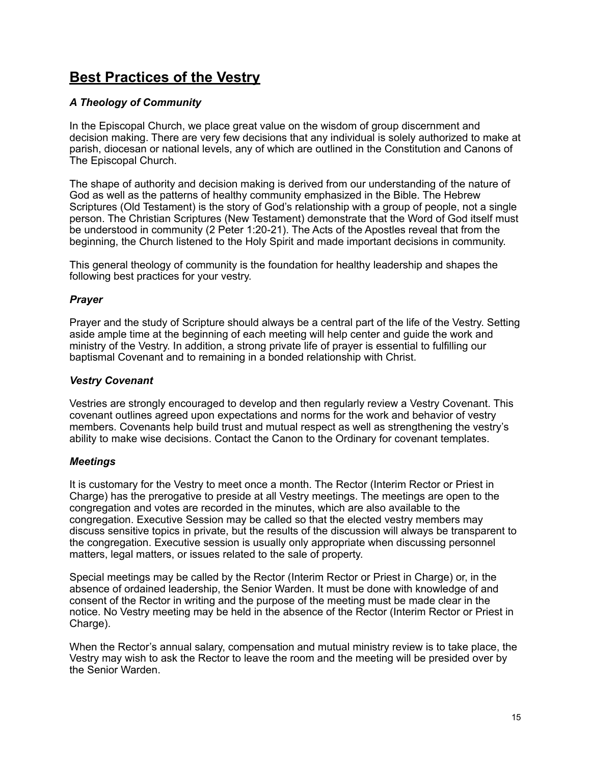# <u>Best Practices of the Vestry</u>

### *A Theology of Community*

In the Episcopal Church, we place great value on the wisdom of group discernment and decision making. There are very few decisions that any individual is solely authorized to make at parish, diocesan or national levels, any of which are outlined in the Constitution and Canons of The Episcopal Church.

The shape of authority and decision making is derived from our understanding of the nature of God as well as the patterns of healthy community emphasized in the Bible. The Hebrew Scriptures (Old Testament) is the story of God's relationship with a group of people, not a single person. The Christian Scriptures (New Testament) demonstrate that the Word of God itself must be understood in community (2 Peter 1:20-21). The Acts of the Apostles reveal that from the beginning, the Church listened to the Holy Spirit and made important decisions in community.

This general theology of community is the foundation for healthy leadership and shapes the following best practices for your vestry.

### *Prayer*

Prayer and the study of Scripture should always be a central part of the life of the Vestry. Setting aside ample time at the beginning of each meeting will help center and guide the work and ministry of the Vestry. In addition, a strong private life of prayer is essential to fulfilling our baptismal Covenant and to remaining in a bonded relationship with Christ.

### *Vestry Covenant*

Vestries are strongly encouraged to develop and then regularly review a Vestry Covenant. This covenant outlines agreed upon expectations and norms for the work and behavior of vestry members. Covenants help build trust and mutual respect as well as strengthening the vestry's ability to make wise decisions. Contact the Canon to the Ordinary for covenant templates.

### *Meetings*

It is customary for the Vestry to meet once a month. The Rector (Interim Rector or Priest in Charge) has the prerogative to preside at all Vestry meetings. The meetings are open to the congregation and votes are recorded in the minutes, which are also available to the congregation. Executive Session may be called so that the elected vestry members may discuss sensitive topics in private, but the results of the discussion will always be transparent to the congregation. Executive session is usually only appropriate when discussing personnel matters, legal matters, or issues related to the sale of property.

Special meetings may be called by the Rector (Interim Rector or Priest in Charge) or, in the absence of ordained leadership, the Senior Warden. It must be done with knowledge of and consent of the Rector in writing and the purpose of the meeting must be made clear in the notice. No Vestry meeting may be held in the absence of the Rector (Interim Rector or Priest in Charge).

When the Rector's annual salary, compensation and mutual ministry review is to take place, the Vestry may wish to ask the Rector to leave the room and the meeting will be presided over by the Senior Warden.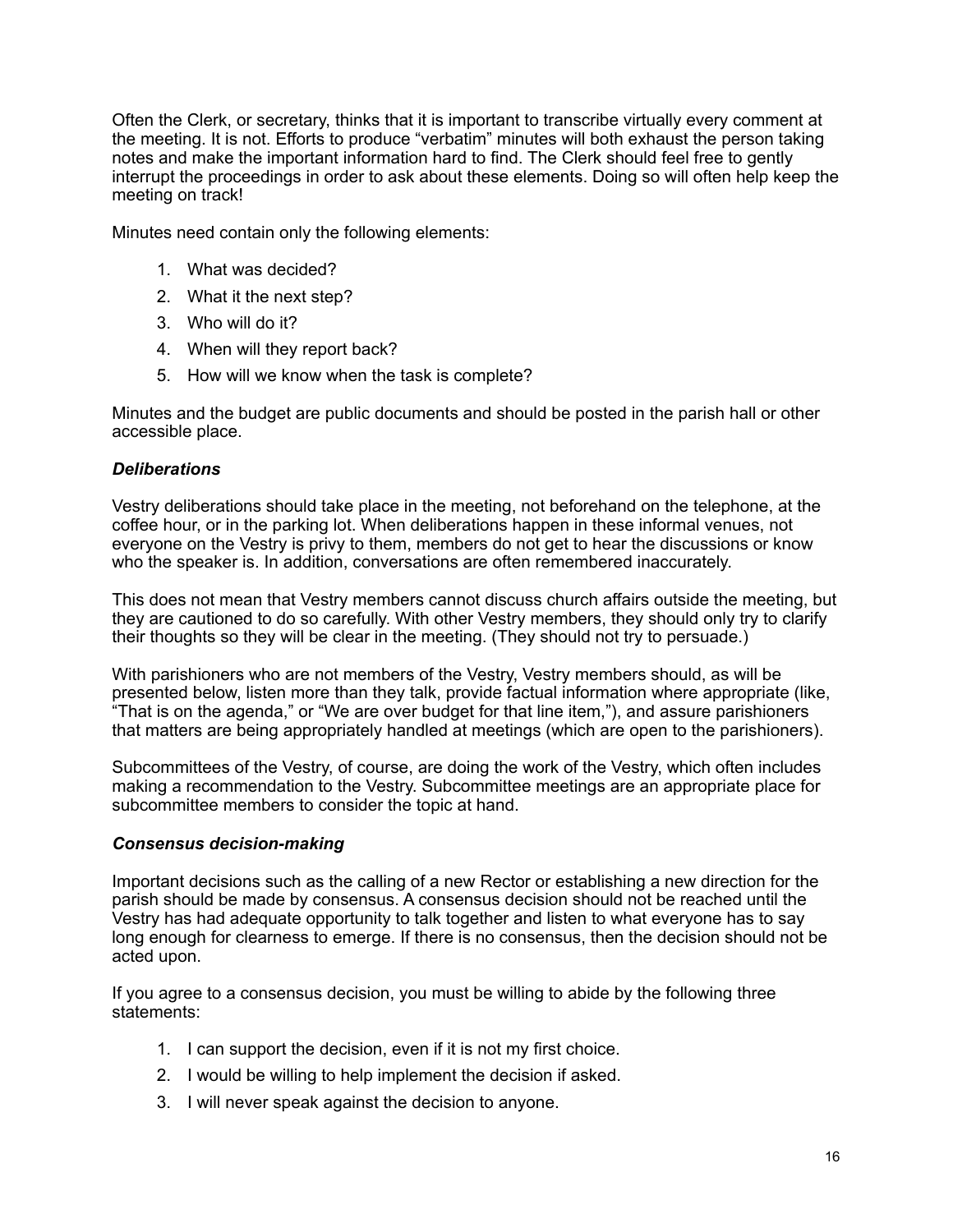Often the Clerk, or secretary, thinks that it is important to transcribe virtually every comment at the meeting. It is not. Efforts to produce "verbatim" minutes will both exhaust the person taking notes and make the important information hard to find. The Clerk should feel free to gently interrupt the proceedings in order to ask about these elements. Doing so will often help keep the meeting on track!

Minutes need contain only the following elements:

1. What was decided?
2. What it the next step?
3. Who will do it?
4. When will they report back?
5. How will we know when the task is complete?

Minutes and the budget are public documents and should be posted in the parish hall or other accessible place.

### *Deliberations*

Vestry deliberations should take place in the meeting, not beforehand on the telephone, at the coffee hour, or in the parking lot. When deliberations happen in these informal venues, not everyone on the Vestry is privy to them, members do not get to hear the discussions or know who the speaker is. In addition, conversations are often remembered inaccurately.

This does not mean that Vestry members cannot discuss church affairs outside the meeting, but they are cautioned to do so carefully. With other Vestry members, they should only try to clarify their thoughts so they will be clear in the meeting. (They should not try to persuade.)

With parishioners who are not members of the Vestry, Vestry members should, as will be presented below, listen more than they talk, provide factual information where appropriate (like, "That is on the agenda," or "We are over budget for that line item,"), and assure parishioners that matters are being appropriately handled at meetings (which are open to the parishioners).

Subcommittees of the Vestry, of course, are doing the work of the Vestry, which often includes making a recommendation to the Vestry. Subcommittee meetings are an appropriate place for subcommittee members to consider the topic at hand.

### *Consensus decision-making*

Important decisions such as the calling of a new Rector or establishing a new direction for the parish should be made by consensus. A consensus decision should not be reached until the Vestry has had adequate opportunity to talk together and listen to what everyone has to say long enough for clearness to emerge. If there is no consensus, then the decision should not be acted upon.

If you agree to a consensus decision, you must be willing to abide by the following three statements:

1. I can support the decision, even if it is not my first choice.
2. I would be willing to help implement the decision if asked.
3. I will never speak against the decision to anyone.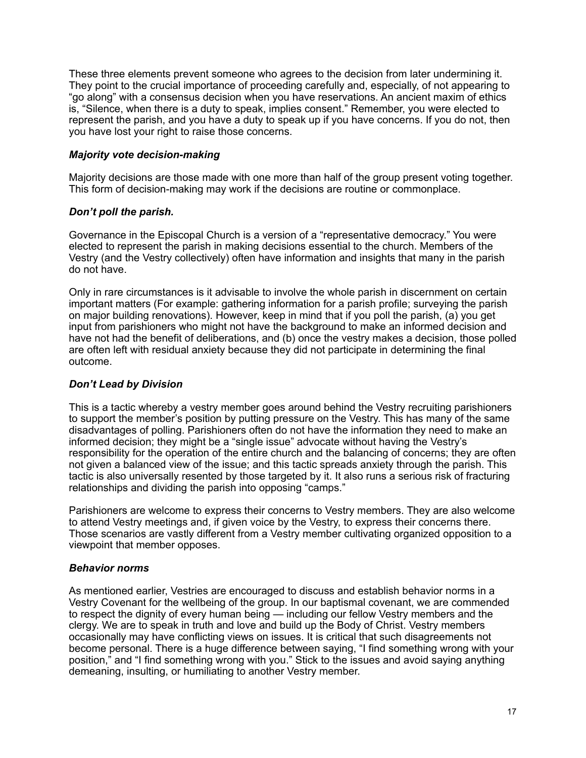These three elements prevent someone who agrees to the decision from later undermining it. They point to the crucial importance of proceeding carefully and, especially, of not appearing to "go along" with a consensus decision when you have reservations. An ancient maxim of ethics is, "Silence, when there is a duty to speak, implies consent." Remember, you were elected to represent the parish, and you have a duty to speak up if you have concerns. If you do not, then you have lost your right to raise those concerns.

### *Majority vote decision-making*

Majority decisions are those made with one more than half of the group present voting together. This form of decision-making may work if the decisions are routine or commonplace.

### *Don't poll the parish.*

Governance in the Episcopal Church is a version of a "representative democracy." You were elected to represent the parish in making decisions essential to the church. Members of the Vestry (and the Vestry collectively) often have information and insights that many in the parish do not have.

Only in rare circumstances is it advisable to involve the whole parish in discernment on certain important matters (For example: gathering information for a parish profile; surveying the parish on major building renovations). However, keep in mind that if you poll the parish, (a) you get input from parishioners who might not have the background to make an informed decision and have not had the benefit of deliberations, and (b) once the vestry makes a decision, those polled are often left with residual anxiety because they did not participate in determining the final outcome.

### *Don't Lead by Division*

This is a tactic whereby a vestry member goes around behind the Vestry recruiting parishioners to support the member's position by putting pressure on the Vestry. This has many of the same disadvantages of polling. Parishioners often do not have the information they need to make an informed decision; they might be a "single issue" advocate without having the Vestry's responsibility for the operation of the entire church and the balancing of concerns; they are often not given a balanced view of the issue; and this tactic spreads anxiety through the parish. This tactic is also universally resented by those targeted by it. It also runs a serious risk of fracturing relationships and dividing the parish into opposing "camps."

Parishioners are welcome to express their concerns to Vestry members. They are also welcome to attend Vestry meetings and, if given voice by the Vestry, to express their concerns there. Those scenarios are vastly different from a Vestry member cultivating organized opposition to a viewpoint that member opposes.

### *Behavior norms*

As mentioned earlier, Vestries are encouraged to discuss and establish behavior norms in a Vestry Covenant for the wellbeing of the group. In our baptismal covenant, we are commended to respect the dignity of every human being — including our fellow Vestry members and the clergy. We are to speak in truth and love and build up the Body of Christ. Vestry members occasionally may have conflicting views on issues. It is critical that such disagreements not become personal. There is a huge difference between saying, "I find something wrong with your position," and "I find something wrong with you." Stick to the issues and avoid saying anything demeaning, insulting, or humiliating to another Vestry member.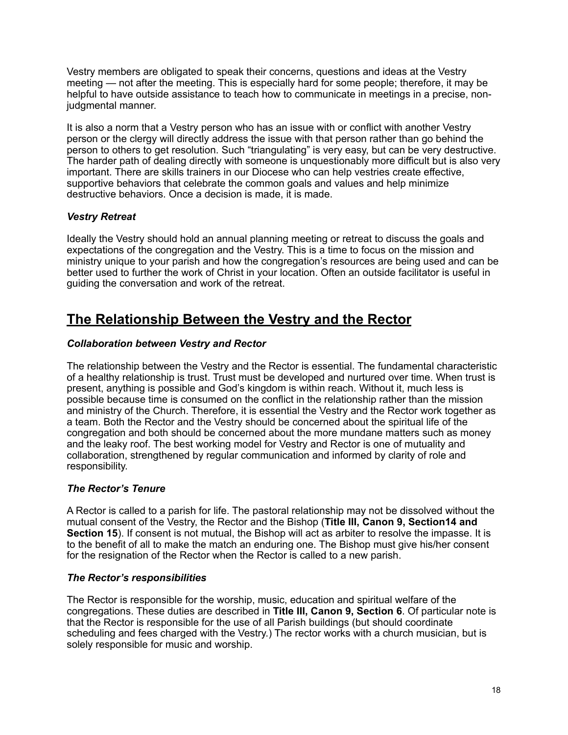Vestry members are obligated to speak their concerns, questions and ideas at the Vestry meeting — not after the meeting. This is especially hard for some people; therefore, it may be helpful to have outside assistance to teach how to communicate in meetings in a precise, non-judgmental manner.

It is also a norm that a Vestry person who has an issue with or conflict with another Vestry person or the clergy will directly address the issue with that person rather than go behind the person to others to get resolution. Such "triangulating" is very easy, but can be very destructive. The harder path of dealing directly with someone is unquestionably more difficult but is also very important. There are skills trainers in our Diocese who can help vestries create effective, supportive behaviors that celebrate the common goals and values and help minimize destructive behaviors. Once a decision is made, it is made.

### *Vestry Retreat*

Ideally the Vestry should hold an annual planning meeting or retreat to discuss the goals and expectations of the congregation and the Vestry. This is a time to focus on the mission and ministry unique to your parish and how the congregation's resources are being used and can be better used to further the work of Christ in your location. Often an outside facilitator is useful in guiding the conversation and work of the retreat.

## <u>The Relationship Between the Vestry and the Rector</u>

### *Collaboration between Vestry and Rector*

The relationship between the Vestry and the Rector is essential. The fundamental characteristic of a healthy relationship is trust. Trust must be developed and nurtured over time. When trust is present, anything is possible and God's kingdom is within reach. Without it, much less is possible because time is consumed on the conflict in the relationship rather than the mission and ministry of the Church. Therefore, it is essential the Vestry and the Rector work together as a team. Both the Rector and the Vestry should be concerned about the spiritual life of the congregation and both should be concerned about the more mundane matters such as money and the leaky roof. The best working model for Vestry and Rector is one of mutuality and collaboration, strengthened by regular communication and informed by clarity of role and responsibility.

### *The Rector's Tenure*

A Rector is called to a parish for life. The pastoral relationship may not be dissolved without the mutual consent of the Vestry, the Rector and the Bishop (**Title III, Canon 9, Section14 and Section 15**). If consent is not mutual, the Bishop will act as arbiter to resolve the impasse. It is to the benefit of all to make the match an enduring one. The Bishop must give his/her consent for the resignation of the Rector when the Rector is called to a new parish.

### *The Rector's responsibilities*

The Rector is responsible for the worship, music, education and spiritual welfare of the congregations. These duties are described in **Title III, Canon 9, Section 6**. Of particular note is that the Rector is responsible for the use of all Parish buildings (but should coordinate scheduling and fees charged with the Vestry.) The rector works with a church musician, but is solely responsible for music and worship.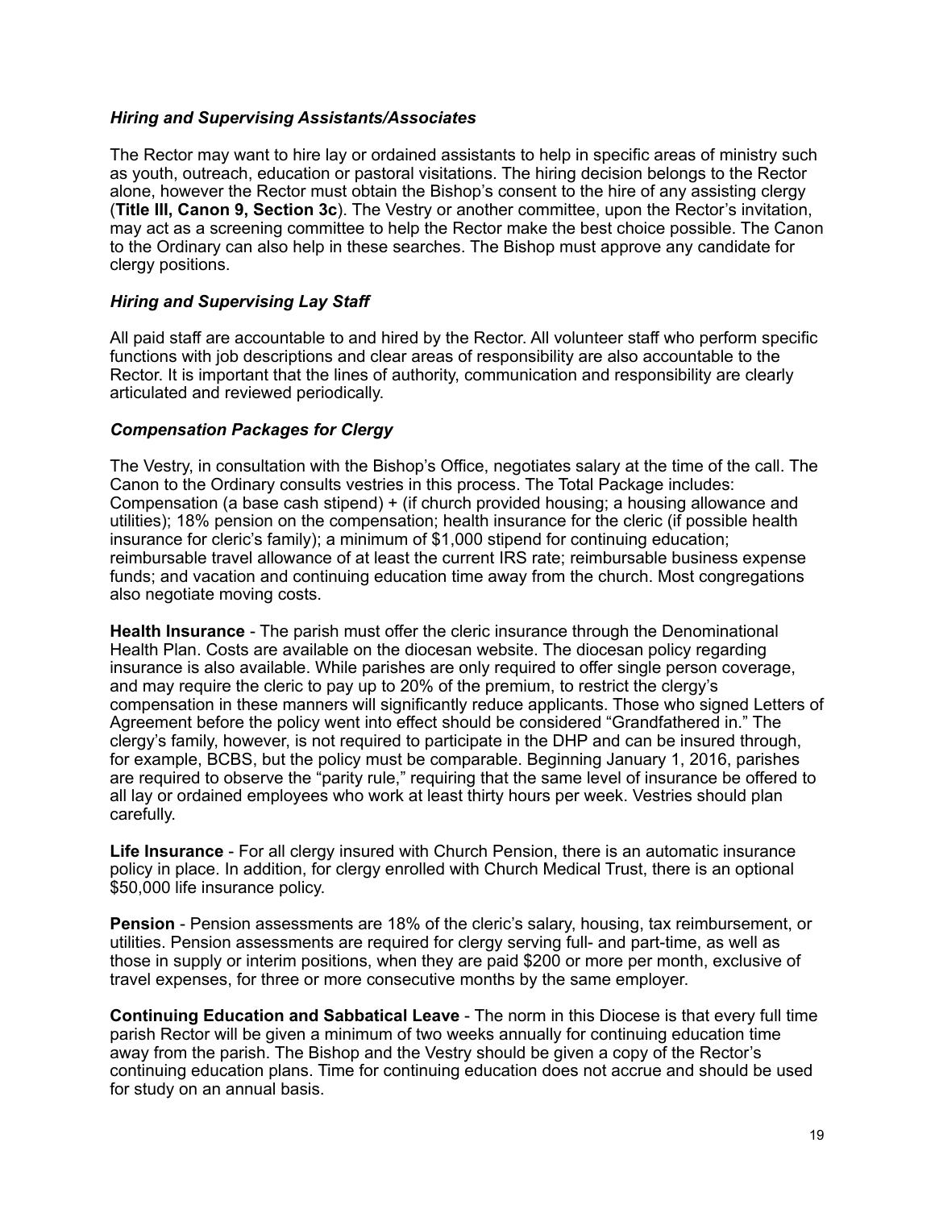### *Hiring and Supervising Assistants/Associates*

The Rector may want to hire lay or ordained assistants to help in specific areas of ministry such as youth, outreach, education or pastoral visitations. The hiring decision belongs to the Rector alone, however the Rector must obtain the Bishop's consent to the hire of any assisting clergy (**Title III, Canon 9, Section 3c**). The Vestry or another committee, upon the Rector's invitation, may act as a screening committee to help the Rector make the best choice possible. The Canon to the Ordinary can also help in these searches. The Bishop must approve any candidate for clergy positions.

### *Hiring and Supervising Lay Staff*

All paid staff are accountable to and hired by the Rector. All volunteer staff who perform specific functions with job descriptions and clear areas of responsibility are also accountable to the Rector. It is important that the lines of authority, communication and responsibility are clearly articulated and reviewed periodically.

### *Compensation Packages for Clergy*

The Vestry, in consultation with the Bishop's Office, negotiates salary at the time of the call. The Canon to the Ordinary consults vestries in this process. The Total Package includes: Compensation (a base cash stipend) + (if church provided housing; a housing allowance and utilities); 18% pension on the compensation; health insurance for the cleric (if possible health insurance for cleric's family); a minimum of $1,000 stipend for continuing education; reimbursable travel allowance of at least the current IRS rate; reimbursable business expense funds; and vacation and continuing education time away from the church. Most congregations also negotiate moving costs.

**Health Insurance** - The parish must offer the cleric insurance through the Denominational Health Plan. Costs are available on the diocesan website. The diocesan policy regarding insurance is also available. While parishes are only required to offer single person coverage, and may require the cleric to pay up to 20% of the premium, to restrict the clergy's compensation in these manners will significantly reduce applicants. Those who signed Letters of Agreement before the policy went into effect should be considered "Grandfathered in." The clergy's family, however, is not required to participate in the DHP and can be insured through, for example, BCBS, but the policy must be comparable. Beginning January 1, 2016, parishes are required to observe the "parity rule," requiring that the same level of insurance be offered to all lay or ordained employees who work at least thirty hours per week. Vestries should plan carefully.

**Life Insurance** - For all clergy insured with Church Pension, there is an automatic insurance policy in place. In addition, for clergy enrolled with Church Medical Trust, there is an optional $50,000 life insurance policy.

**Pension** - Pension assessments are 18% of the cleric's salary, housing, tax reimbursement, or utilities. Pension assessments are required for clergy serving full- and part-time, as well as those in supply or interim positions, when they are paid $200 or more per month, exclusive of travel expenses, for three or more consecutive months by the same employer.

**Continuing Education and Sabbatical Leave** - The norm in this Diocese is that every full time parish Rector will be given a minimum of two weeks annually for continuing education time away from the parish. The Bishop and the Vestry should be given a copy of the Rector's continuing education plans. Time for continuing education does not accrue and should be used for study on an annual basis.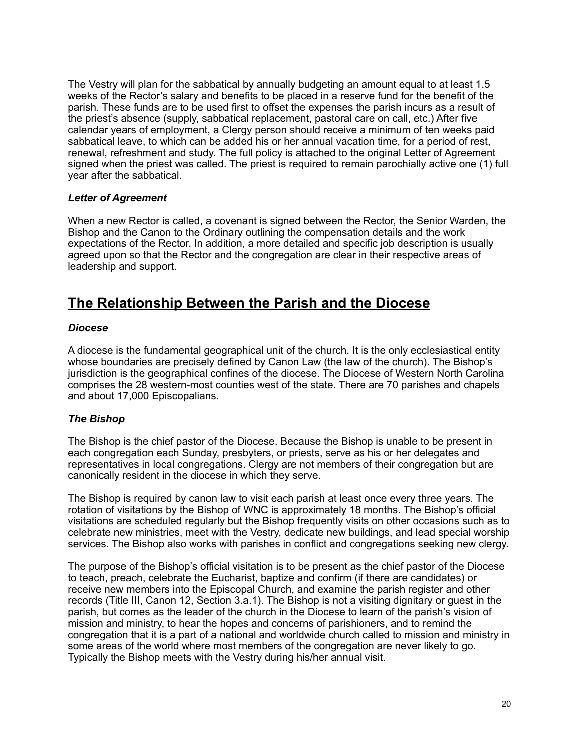The Vestry will plan for the sabbatical by annually budgeting an amount equal to at least 1.5 weeks of the Rector's salary and benefits to be placed in a reserve fund for the benefit of the parish. These funds are to be used first to offset the expenses the parish incurs as a result of the priest's absence (supply, sabbatical replacement, pastoral care on call, etc.) After five calendar years of employment, a Clergy person should receive a minimum of ten weeks paid sabbatical leave, to which can be added his or her annual vacation time, for a period of rest, renewal, refreshment and study. The full policy is attached to the original Letter of Agreement signed when the priest was called. The priest is required to remain parochially active one (1) full year after the sabbatical.

### *Letter of Agreement*

When a new Rector is called, a covenant is signed between the Rector, the Senior Warden, the Bishop and the Canon to the Ordinary outlining the compensation details and the work expectations of the Rector. In addition, a more detailed and specific job description is usually agreed upon so that the Rector and the congregation are clear in their respective areas of leadership and support.

## The Relationship Between the Parish and the Diocese

### *Diocese*

A diocese is the fundamental geographical unit of the church. It is the only ecclesiastical entity whose boundaries are precisely defined by Canon Law (the law of the church). The Bishop's jurisdiction is the geographical confines of the diocese. The Diocese of Western North Carolina comprises the 28 western-most counties west of the state. There are 70 parishes and chapels and about 17,000 Episcopalians.

### *The Bishop*

The Bishop is the chief pastor of the Diocese. Because the Bishop is unable to be present in each congregation each Sunday, presbyters, or priests, serve as his or her delegates and representatives in local congregations. Clergy are not members of their congregation but are canonically resident in the diocese in which they serve.

The Bishop is required by canon law to visit each parish at least once every three years. The rotation of visitations by the Bishop of WNC is approximately 18 months. The Bishop's official visitations are scheduled regularly but the Bishop frequently visits on other occasions such as to celebrate new ministries, meet with the Vestry, dedicate new buildings, and lead special worship services. The Bishop also works with parishes in conflict and congregations seeking new clergy.

The purpose of the Bishop's official visitation is to be present as the chief pastor of the Diocese to teach, preach, celebrate the Eucharist, baptize and confirm (if there are candidates) or receive new members into the Episcopal Church, and examine the parish register and other records (Title III, Canon 12, Section 3.a.1). The Bishop is not a visiting dignitary or guest in the parish, but comes as the leader of the church in the Diocese to learn of the parish's vision of mission and ministry, to hear the hopes and concerns of parishioners, and to remind the congregation that it is a part of a national and worldwide church called to mission and ministry in some areas of the world where most members of the congregation are never likely to go. Typically the Bishop meets with the Vestry during his/her annual visit.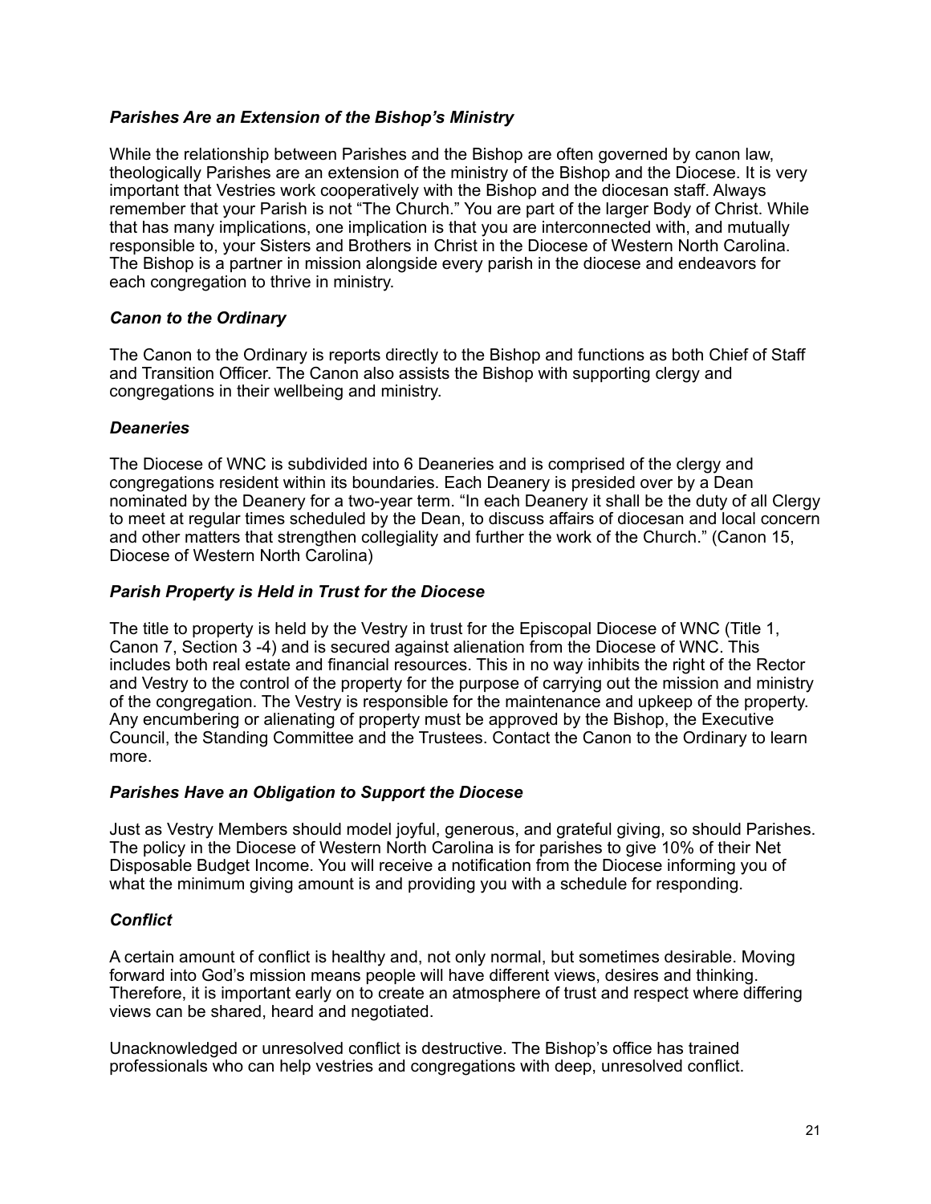***Parishes Are an Extension of the Bishop's Ministry***

While the relationship between Parishes and the Bishop are often governed by canon law, theologically Parishes are an extension of the ministry of the Bishop and the Diocese. It is very important that Vestries work cooperatively with the Bishop and the diocesan staff. Always remember that your Parish is not "The Church." You are part of the larger Body of Christ. While that has many implications, one implication is that you are interconnected with, and mutually responsible to, your Sisters and Brothers in Christ in the Diocese of Western North Carolina. The Bishop is a partner in mission alongside every parish in the diocese and endeavors for each congregation to thrive in ministry.

***Canon to the Ordinary***

The Canon to the Ordinary is reports directly to the Bishop and functions as both Chief of Staff and Transition Officer. The Canon also assists the Bishop with supporting clergy and congregations in their wellbeing and ministry.

***Deaneries***

The Diocese of WNC is subdivided into 6 Deaneries and is comprised of the clergy and congregations resident within its boundaries. Each Deanery is presided over by a Dean nominated by the Deanery for a two-year term. "In each Deanery it shall be the duty of all Clergy to meet at regular times scheduled by the Dean, to discuss affairs of diocesan and local concern and other matters that strengthen collegiality and further the work of the Church." (Canon 15, Diocese of Western North Carolina)

***Parish Property is Held in Trust for the Diocese***

The title to property is held by the Vestry in trust for the Episcopal Diocese of WNC (Title 1, Canon 7, Section 3 -4) and is secured against alienation from the Diocese of WNC. This includes both real estate and financial resources. This in no way inhibits the right of the Rector and Vestry to the control of the property for the purpose of carrying out the mission and ministry of the congregation. The Vestry is responsible for the maintenance and upkeep of the property. Any encumbering or alienating of property must be approved by the Bishop, the Executive Council, the Standing Committee and the Trustees. Contact the Canon to the Ordinary to learn more.

***Parishes Have an Obligation to Support the Diocese***

Just as Vestry Members should model joyful, generous, and grateful giving, so should Parishes. The policy in the Diocese of Western North Carolina is for parishes to give 10% of their Net Disposable Budget Income. You will receive a notification from the Diocese informing you of what the minimum giving amount is and providing you with a schedule for responding.

***Conflict***

A certain amount of conflict is healthy and, not only normal, but sometimes desirable. Moving forward into God's mission means people will have different views, desires and thinking. Therefore, it is important early on to create an atmosphere of trust and respect where differing views can be shared, heard and negotiated.

Unacknowledged or unresolved conflict is destructive. The Bishop's office has trained professionals who can help vestries and congregations with deep, unresolved conflict.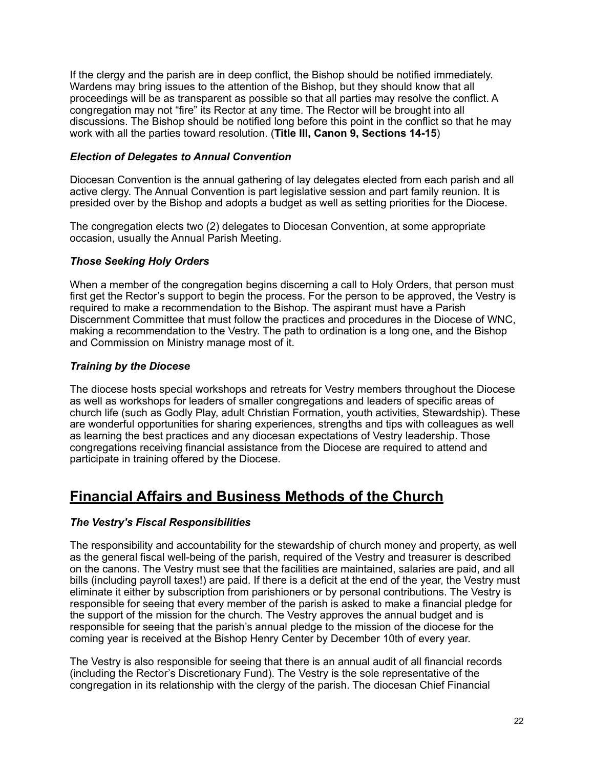If the clergy and the parish are in deep conflict, the Bishop should be notified immediately. Wardens may bring issues to the attention of the Bishop, but they should know that all proceedings will be as transparent as possible so that all parties may resolve the conflict. A congregation may not "fire" its Rector at any time. The Rector will be brought into all discussions. The Bishop should be notified long before this point in the conflict so that he may work with all the parties toward resolution. (**Title III, Canon 9, Sections 14-15**)

### *Election of Delegates to Annual Convention*

Diocesan Convention is the annual gathering of lay delegates elected from each parish and all active clergy. The Annual Convention is part legislative session and part family reunion. It is presided over by the Bishop and adopts a budget as well as setting priorities for the Diocese.

The congregation elects two (2) delegates to Diocesan Convention, at some appropriate occasion, usually the Annual Parish Meeting.

### *Those Seeking Holy Orders*

When a member of the congregation begins discerning a call to Holy Orders, that person must first get the Rector's support to begin the process. For the person to be approved, the Vestry is required to make a recommendation to the Bishop. The aspirant must have a Parish Discernment Committee that must follow the practices and procedures in the Diocese of WNC, making a recommendation to the Vestry. The path to ordination is a long one, and the Bishop and Commission on Ministry manage most of it.

### *Training by the Diocese*

The diocese hosts special workshops and retreats for Vestry members throughout the Diocese as well as workshops for leaders of smaller congregations and leaders of specific areas of church life (such as Godly Play, adult Christian Formation, youth activities, Stewardship). These are wonderful opportunities for sharing experiences, strengths and tips with colleagues as well as learning the best practices and any diocesan expectations of Vestry leadership. Those congregations receiving financial assistance from the Diocese are required to attend and participate in training offered by the Diocese.

## Financial Affairs and Business Methods of the Church

### *The Vestry's Fiscal Responsibilities*

The responsibility and accountability for the stewardship of church money and property, as well as the general fiscal well-being of the parish, required of the Vestry and treasurer is described on the canons. The Vestry must see that the facilities are maintained, salaries are paid, and all bills (including payroll taxes!) are paid. If there is a deficit at the end of the year, the Vestry must eliminate it either by subscription from parishioners or by personal contributions. The Vestry is responsible for seeing that every member of the parish is asked to make a financial pledge for the support of the mission for the church. The Vestry approves the annual budget and is responsible for seeing that the parish's annual pledge to the mission of the diocese for the coming year is received at the Bishop Henry Center by December 10th of every year.

The Vestry is also responsible for seeing that there is an annual audit of all financial records (including the Rector's Discretionary Fund). The Vestry is the sole representative of the congregation in its relationship with the clergy of the parish. The diocesan Chief Financial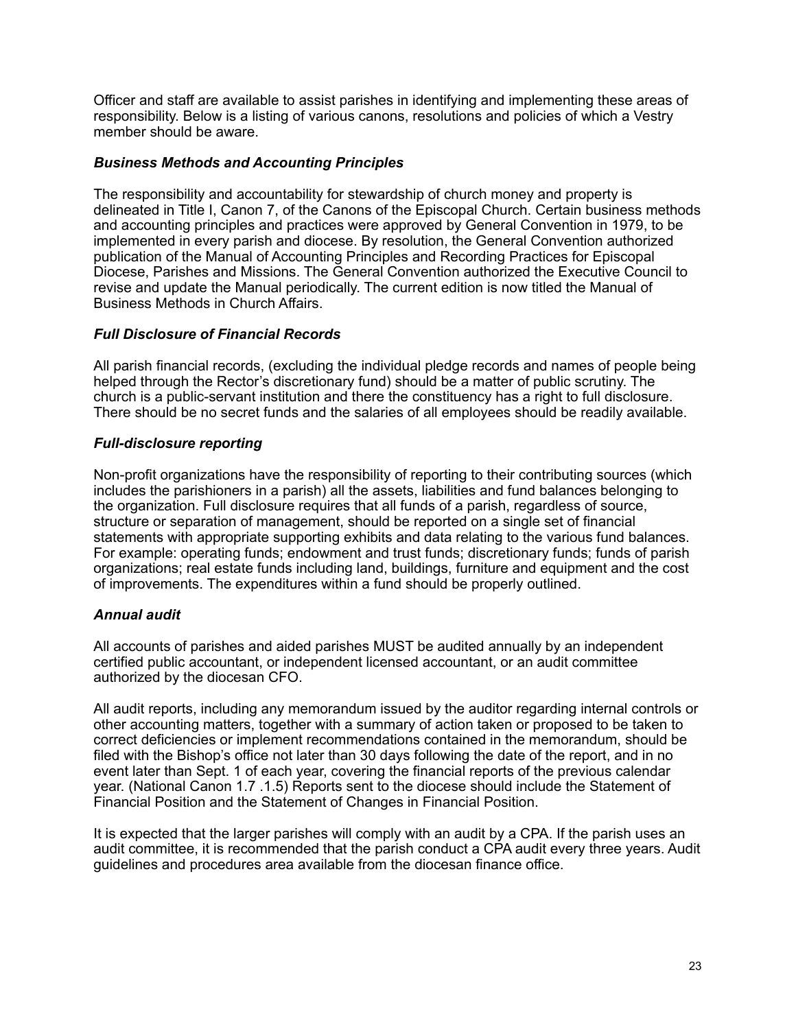Officer and staff are available to assist parishes in identifying and implementing these areas of responsibility. Below is a listing of various canons, resolutions and policies of which a Vestry member should be aware.

### *Business Methods and Accounting Principles*

The responsibility and accountability for stewardship of church money and property is delineated in Title I, Canon 7, of the Canons of the Episcopal Church. Certain business methods and accounting principles and practices were approved by General Convention in 1979, to be implemented in every parish and diocese. By resolution, the General Convention authorized publication of the Manual of Accounting Principles and Recording Practices for Episcopal Diocese, Parishes and Missions. The General Convention authorized the Executive Council to revise and update the Manual periodically. The current edition is now titled the Manual of Business Methods in Church Affairs.

### *Full Disclosure of Financial Records*

All parish financial records, (excluding the individual pledge records and names of people being helped through the Rector's discretionary fund) should be a matter of public scrutiny. The church is a public-servant institution and there the constituency has a right to full disclosure. There should be no secret funds and the salaries of all employees should be readily available.

### *Full-disclosure reporting*

Non-profit organizations have the responsibility of reporting to their contributing sources (which includes the parishioners in a parish) all the assets, liabilities and fund balances belonging to the organization. Full disclosure requires that all funds of a parish, regardless of source, structure or separation of management, should be reported on a single set of financial statements with appropriate supporting exhibits and data relating to the various fund balances. For example: operating funds; endowment and trust funds; discretionary funds; funds of parish organizations; real estate funds including land, buildings, furniture and equipment and the cost of improvements. The expenditures within a fund should be properly outlined.

### *Annual audit*

All accounts of parishes and aided parishes MUST be audited annually by an independent certified public accountant, or independent licensed accountant, or an audit committee authorized by the diocesan CFO.

All audit reports, including any memorandum issued by the auditor regarding internal controls or other accounting matters, together with a summary of action taken or proposed to be taken to correct deficiencies or implement recommendations contained in the memorandum, should be filed with the Bishop's office not later than 30 days following the date of the report, and in no event later than Sept. 1 of each year, covering the financial reports of the previous calendar year. (National Canon 1.7 .1.5) Reports sent to the diocese should include the Statement of Financial Position and the Statement of Changes in Financial Position.

It is expected that the larger parishes will comply with an audit by a CPA. If the parish uses an audit committee, it is recommended that the parish conduct a CPA audit every three years. Audit guidelines and procedures area available from the diocesan finance office.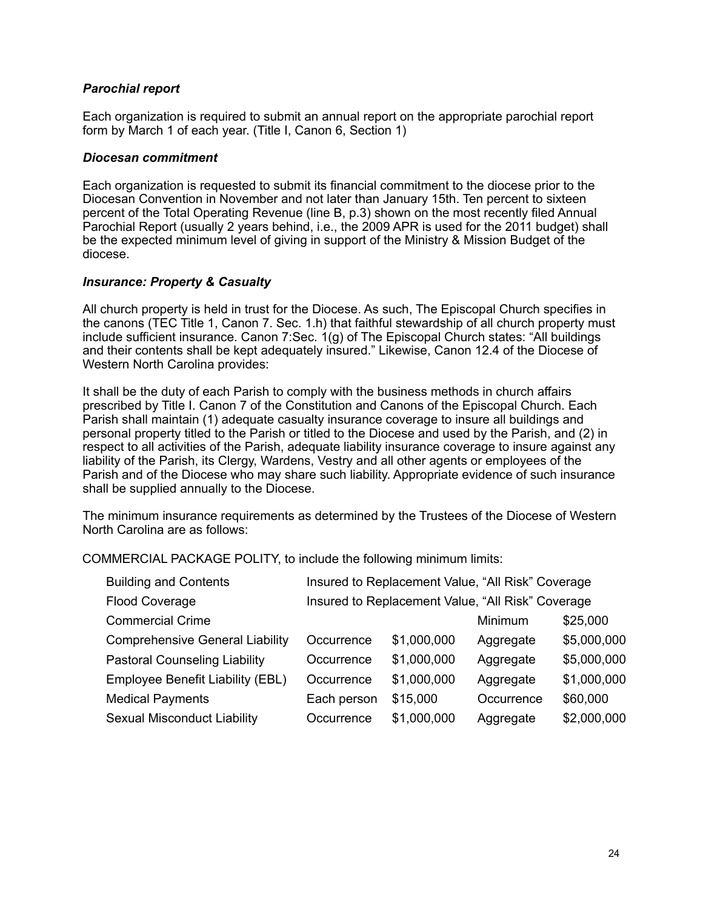***Parochial report***

Each organization is required to submit an annual report on the appropriate parochial report form by March 1 of each year. (Title I, Canon 6, Section 1)

***Diocesan commitment***

Each organization is requested to submit its financial commitment to the diocese prior to the Diocesan Convention in November and not later than January 15th. Ten percent to sixteen percent of the Total Operating Revenue (line B, p.3) shown on the most recently filed Annual Parochial Report (usually 2 years behind, i.e., the 2009 APR is used for the 2011 budget) shall be the expected minimum level of giving in support of the Ministry & Mission Budget of the diocese.

***Insurance: Property & Casualty***

All church property is held in trust for the Diocese. As such, The Episcopal Church specifies in the canons (TEC Title 1, Canon 7. Sec. 1.h) that faithful stewardship of all church property must include sufficient insurance. Canon 7:Sec. 1(g) of The Episcopal Church states: “All buildings and their contents shall be kept adequately insured.” Likewise, Canon 12.4 of the Diocese of Western North Carolina provides:

It shall be the duty of each Parish to comply with the business methods in church affairs prescribed by Title I. Canon 7 of the Constitution and Canons of the Episcopal Church. Each Parish shall maintain (1) adequate casualty insurance coverage to insure all buildings and personal property titled to the Parish or titled to the Diocese and used by the Parish, and (2) in respect to all activities of the Parish, adequate liability insurance coverage to insure against any liability of the Parish, its Clergy, Wardens, Vestry and all other agents or employees of the Parish and of the Diocese who may share such liability. Appropriate evidence of such insurance shall be supplied annually to the Diocese.

The minimum insurance requirements as determined by the Trustees of the Diocese of Western North Carolina are as follows:

COMMERCIAL PACKAGE POLITY, to include the following minimum limits:

| | | | | |
|---|---|---|---|---|
| Building and Contents | Insured to Replacement Value, “All Risk” Coverage | | | |
| Flood Coverage | Insured to Replacement Value, “All Risk” Coverage | | | |
| Commercial Crime | | | Minimum | $25,000 |
| Comprehensive General Liability | Occurrence | $1,000,000 | Aggregate | $5,000,000 |
| Pastoral Counseling Liability | Occurrence | $1,000,000 | Aggregate | $5,000,000 |
| Employee Benefit Liability (EBL) | Occurrence | $1,000,000 | Aggregate | $1,000,000 |
| Medical Payments | Each person | $15,000 | Occurrence | $60,000 |
| Sexual Misconduct Liability | Occurrence | $1,000,000 | Aggregate | $2,000,000 |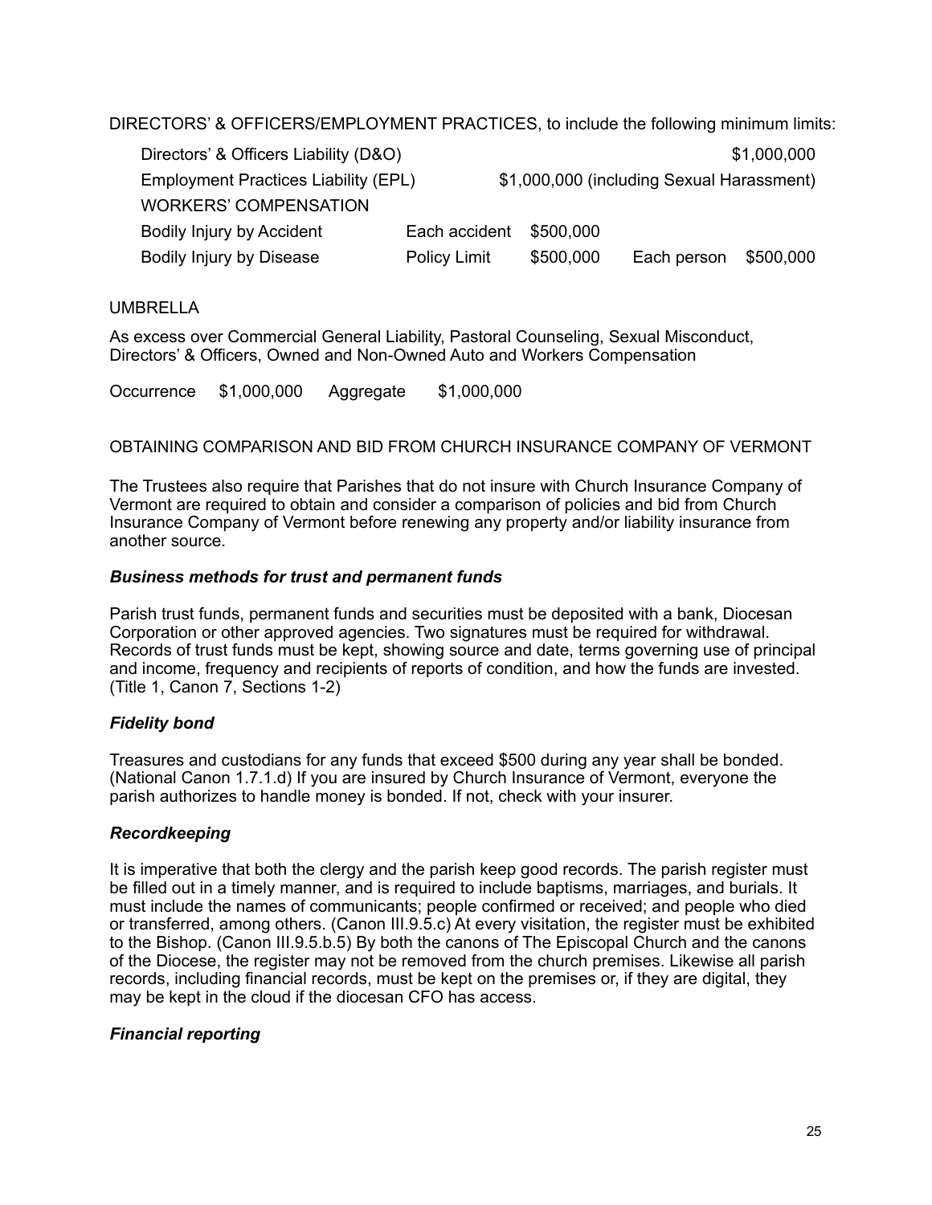DIRECTORS' & OFFICERS/EMPLOYMENT PRACTICES, to include the following minimum limits:

| | | | | |
|---|---|---|---|---|
| Directors' & Officers Liability (D&O) | | | | $1,000,000 |
| Employment Practices Liability (EPL) | | $1,000,000 (including Sexual Harassment) | | |
| WORKERS' COMPENSATION | | | | |
| Bodily Injury by Accident | Each accident | $500,000 | | |
| Bodily Injury by Disease | Policy Limit | $500,000 | Each person | $500,000 |

UMBRELLA

As excess over Commercial General Liability, Pastoral Counseling, Sexual Misconduct, Directors' & Officers, Owned and Non-Owned Auto and Workers Compensation

Occurrence $1,000,000 Aggregate $1,000,000

OBTAINING COMPARISON AND BID FROM CHURCH INSURANCE COMPANY OF VERMONT

The Trustees also require that Parishes that do not insure with Church Insurance Company of Vermont are required to obtain and consider a comparison of policies and bid from Church Insurance Company of Vermont before renewing any property and/or liability insurance from another source.

### *Business methods for trust and permanent funds*

Parish trust funds, permanent funds and securities must be deposited with a bank, Diocesan Corporation or other approved agencies. Two signatures must be required for withdrawal. Records of trust funds must be kept, showing source and date, terms governing use of principal and income, frequency and recipients of reports of condition, and how the funds are invested. (Title 1, Canon 7, Sections 1-2)

### *Fidelity bond*

Treasures and custodians for any funds that exceed $500 during any year shall be bonded. (National Canon 1.7.1.d) If you are insured by Church Insurance of Vermont, everyone the parish authorizes to handle money is bonded. If not, check with your insurer.

### *Recordkeeping*

It is imperative that both the clergy and the parish keep good records. The parish register must be filled out in a timely manner, and is required to include baptisms, marriages, and burials. It must include the names of communicants; people confirmed or received; and people who died or transferred, among others. (Canon III.9.5.c) At every visitation, the register must be exhibited to the Bishop. (Canon III.9.5.b.5) By both the canons of The Episcopal Church and the canons of the Diocese, the register may not be removed from the church premises. Likewise all parish records, including financial records, must be kept on the premises or, if they are digital, they may be kept in the cloud if the diocesan CFO has access.

### *Financial reporting*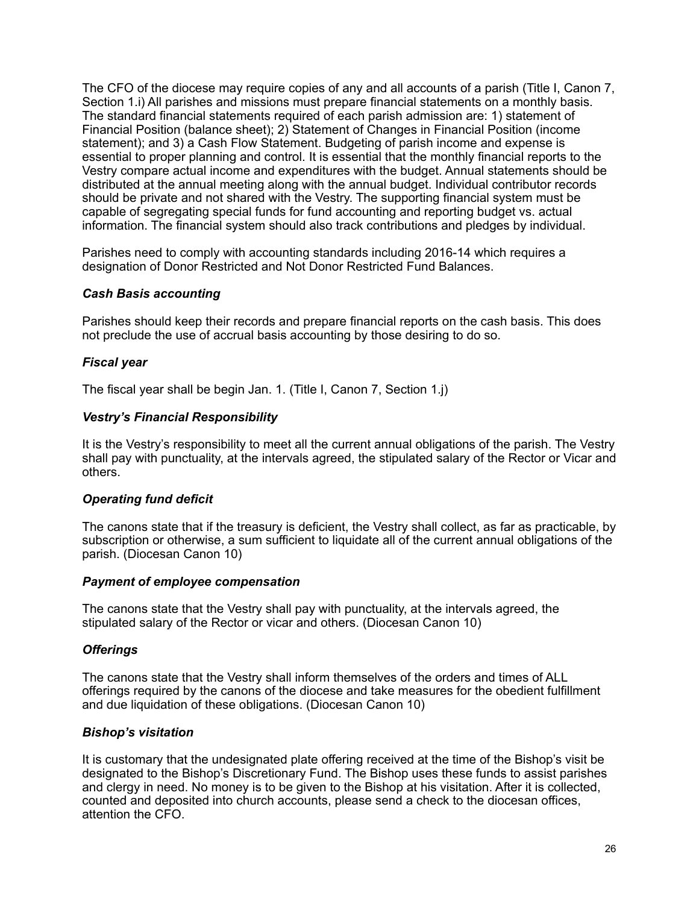The CFO of the diocese may require copies of any and all accounts of a parish (Title I, Canon 7, Section 1.i) All parishes and missions must prepare financial statements on a monthly basis. The standard financial statements required of each parish admission are: 1) statement of Financial Position (balance sheet); 2) Statement of Changes in Financial Position (income statement); and 3) a Cash Flow Statement. Budgeting of parish income and expense is essential to proper planning and control. It is essential that the monthly financial reports to the Vestry compare actual income and expenditures with the budget. Annual statements should be distributed at the annual meeting along with the annual budget. Individual contributor records should be private and not shared with the Vestry. The supporting financial system must be capable of segregating special funds for fund accounting and reporting budget vs. actual information. The financial system should also track contributions and pledges by individual.

Parishes need to comply with accounting standards including 2016-14 which requires a designation of Donor Restricted and Not Donor Restricted Fund Balances.

### *Cash Basis accounting*

Parishes should keep their records and prepare financial reports on the cash basis. This does not preclude the use of accrual basis accounting by those desiring to do so.

### *Fiscal year*

The fiscal year shall be begin Jan. 1. (Title I, Canon 7, Section 1.j)

### *Vestry's Financial Responsibility*

It is the Vestry's responsibility to meet all the current annual obligations of the parish. The Vestry shall pay with punctuality, at the intervals agreed, the stipulated salary of the Rector or Vicar and others.

### *Operating fund deficit*

The canons state that if the treasury is deficient, the Vestry shall collect, as far as practicable, by subscription or otherwise, a sum sufficient to liquidate all of the current annual obligations of the parish. (Diocesan Canon 10)

### *Payment of employee compensation*

The canons state that the Vestry shall pay with punctuality, at the intervals agreed, the stipulated salary of the Rector or vicar and others. (Diocesan Canon 10)

### *Offerings*

The canons state that the Vestry shall inform themselves of the orders and times of ALL offerings required by the canons of the diocese and take measures for the obedient fulfillment and due liquidation of these obligations. (Diocesan Canon 10)

### *Bishop's visitation*

It is customary that the undesignated plate offering received at the time of the Bishop's visit be designated to the Bishop's Discretionary Fund. The Bishop uses these funds to assist parishes and clergy in need. No money is to be given to the Bishop at his visitation. After it is collected, counted and deposited into church accounts, please send a check to the diocesan offices, attention the CFO.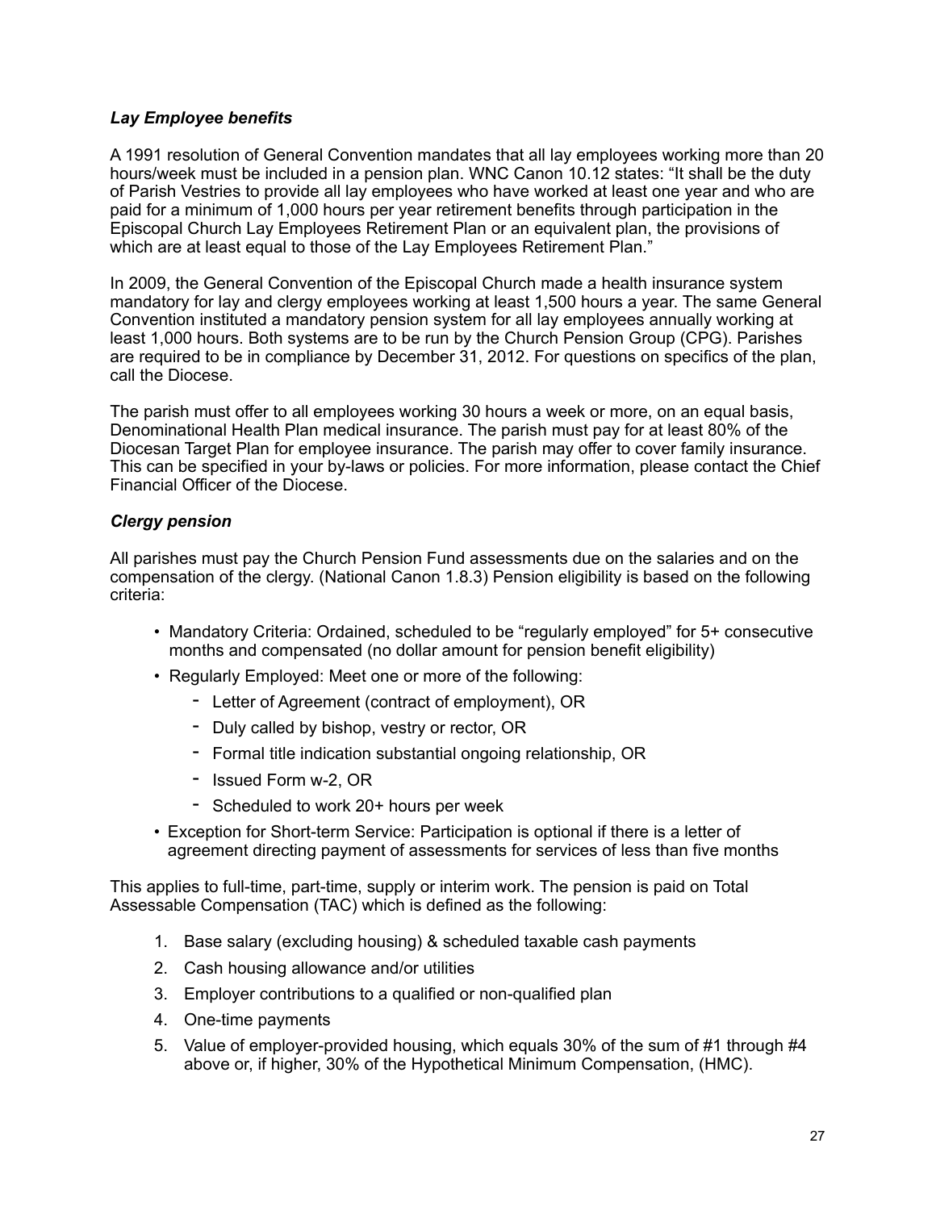### *Lay Employee benefits*

A 1991 resolution of General Convention mandates that all lay employees working more than 20 hours/week must be included in a pension plan. WNC Canon 10.12 states: "It shall be the duty of Parish Vestries to provide all lay employees who have worked at least one year and who are paid for a minimum of 1,000 hours per year retirement benefits through participation in the Episcopal Church Lay Employees Retirement Plan or an equivalent plan, the provisions of which are at least equal to those of the Lay Employees Retirement Plan."

In 2009, the General Convention of the Episcopal Church made a health insurance system mandatory for lay and clergy employees working at least 1,500 hours a year. The same General Convention instituted a mandatory pension system for all lay employees annually working at least 1,000 hours. Both systems are to be run by the Church Pension Group (CPG). Parishes are required to be in compliance by December 31, 2012. For questions on specifics of the plan, call the Diocese.

The parish must offer to all employees working 30 hours a week or more, on an equal basis, Denominational Health Plan medical insurance. The parish must pay for at least 80% of the Diocesan Target Plan for employee insurance. The parish may offer to cover family insurance. This can be specified in your by-laws or policies. For more information, please contact the Chief Financial Officer of the Diocese.

### *Clergy pension*

All parishes must pay the Church Pension Fund assessments due on the salaries and on the compensation of the clergy. (National Canon 1.8.3) Pension eligibility is based on the following criteria:

- Mandatory Criteria: Ordained, scheduled to be "regularly employed" for 5+ consecutive months and compensated (no dollar amount for pension benefit eligibility)
- Regularly Employed: Meet one or more of the following:
  - Letter of Agreement (contract of employment), OR
  - Duly called by bishop, vestry or rector, OR
  - Formal title indication substantial ongoing relationship, OR
  - Issued Form w-2, OR
  - Scheduled to work 20+ hours per week
- Exception for Short-term Service: Participation is optional if there is a letter of agreement directing payment of assessments for services of less than five months

This applies to full-time, part-time, supply or interim work. The pension is paid on Total Assessable Compensation (TAC) which is defined as the following:

1. Base salary (excluding housing) & scheduled taxable cash payments
2. Cash housing allowance and/or utilities
3. Employer contributions to a qualified or non-qualified plan
4. One-time payments
5. Value of employer-provided housing, which equals 30% of the sum of #1 through #4 above or, if higher, 30% of the Hypothetical Minimum Compensation, (HMC).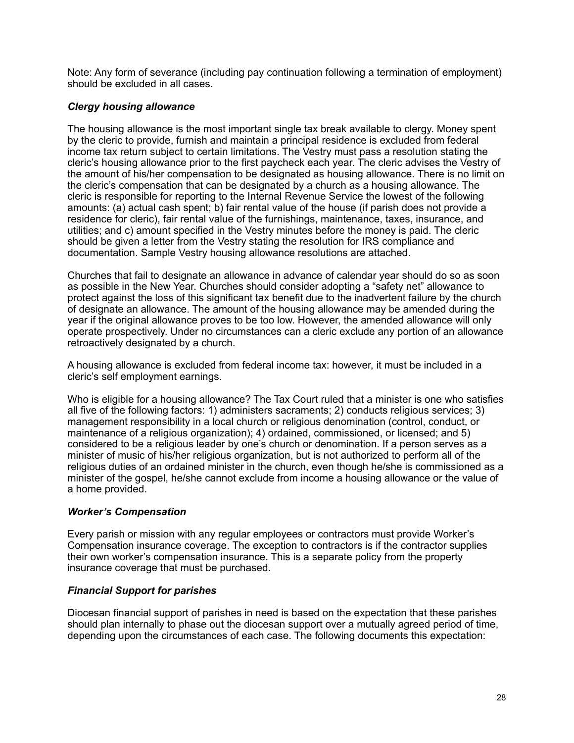Note: Any form of severance (including pay continuation following a termination of employment) should be excluded in all cases.

### *Clergy housing allowance*

The housing allowance is the most important single tax break available to clergy. Money spent by the cleric to provide, furnish and maintain a principal residence is excluded from federal income tax return subject to certain limitations. The Vestry must pass a resolution stating the cleric's housing allowance prior to the first paycheck each year. The cleric advises the Vestry of the amount of his/her compensation to be designated as housing allowance. There is no limit on the cleric's compensation that can be designated by a church as a housing allowance. The cleric is responsible for reporting to the Internal Revenue Service the lowest of the following amounts: (a) actual cash spent; b) fair rental value of the house (if parish does not provide a residence for cleric), fair rental value of the furnishings, maintenance, taxes, insurance, and utilities; and c) amount specified in the Vestry minutes before the money is paid. The cleric should be given a letter from the Vestry stating the resolution for IRS compliance and documentation. Sample Vestry housing allowance resolutions are attached.

Churches that fail to designate an allowance in advance of calendar year should do so as soon as possible in the New Year. Churches should consider adopting a "safety net" allowance to protect against the loss of this significant tax benefit due to the inadvertent failure by the church of designate an allowance. The amount of the housing allowance may be amended during the year if the original allowance proves to be too low. However, the amended allowance will only operate prospectively. Under no circumstances can a cleric exclude any portion of an allowance retroactively designated by a church.

A housing allowance is excluded from federal income tax: however, it must be included in a cleric's self employment earnings.

Who is eligible for a housing allowance? The Tax Court ruled that a minister is one who satisfies all five of the following factors: 1) administers sacraments; 2) conducts religious services; 3) management responsibility in a local church or religious denomination (control, conduct, or maintenance of a religious organization); 4) ordained, commissioned, or licensed; and 5) considered to be a religious leader by one's church or denomination. If a person serves as a minister of music of his/her religious organization, but is not authorized to perform all of the religious duties of an ordained minister in the church, even though he/she is commissioned as a minister of the gospel, he/she cannot exclude from income a housing allowance or the value of a home provided.

### *Worker's Compensation*

Every parish or mission with any regular employees or contractors must provide Worker's Compensation insurance coverage. The exception to contractors is if the contractor supplies their own worker's compensation insurance. This is a separate policy from the property insurance coverage that must be purchased.

### *Financial Support for parishes*

Diocesan financial support of parishes in need is based on the expectation that these parishes should plan internally to phase out the diocesan support over a mutually agreed period of time, depending upon the circumstances of each case. The following documents this expectation: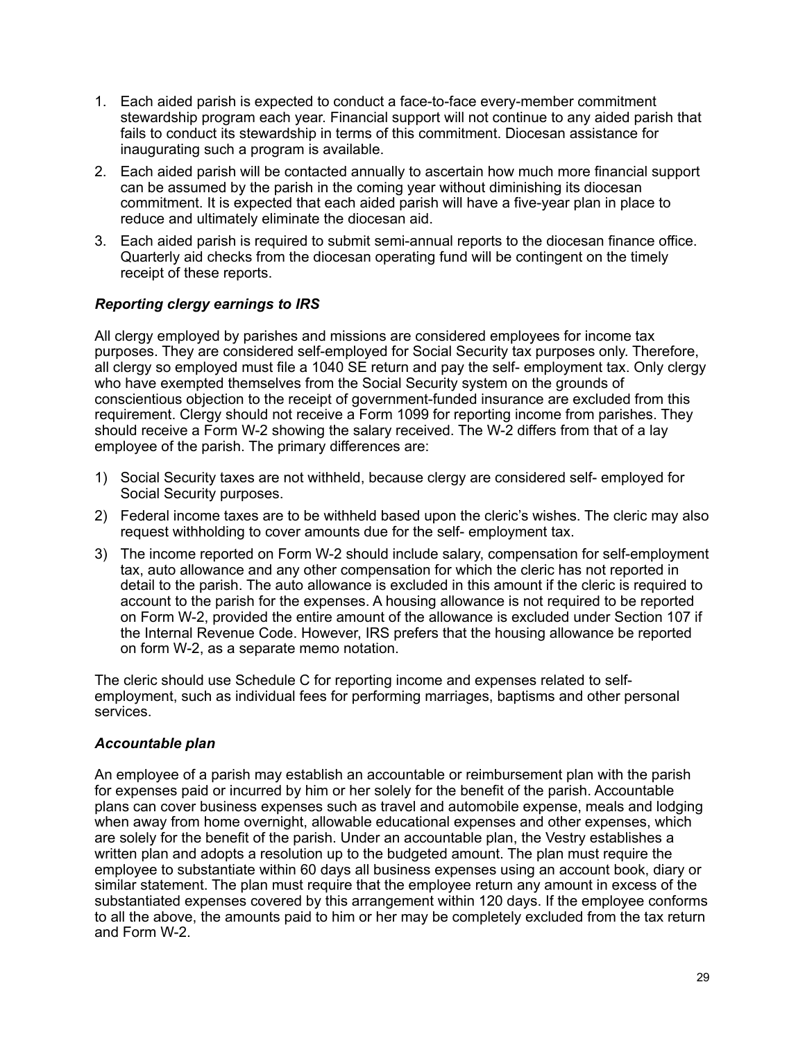1. Each aided parish is expected to conduct a face-to-face every-member commitment stewardship program each year. Financial support will not continue to any aided parish that fails to conduct its stewardship in terms of this commitment. Diocesan assistance for inaugurating such a program is available.
2. Each aided parish will be contacted annually to ascertain how much more financial support can be assumed by the parish in the coming year without diminishing its diocesan commitment. It is expected that each aided parish will have a five-year plan in place to reduce and ultimately eliminate the diocesan aid.
3. Each aided parish is required to submit semi-annual reports to the diocesan finance office. Quarterly aid checks from the diocesan operating fund will be contingent on the timely receipt of these reports.

### *Reporting clergy earnings to IRS*

All clergy employed by parishes and missions are considered employees for income tax purposes. They are considered self-employed for Social Security tax purposes only. Therefore, all clergy so employed must file a 1040 SE return and pay the self- employment tax. Only clergy who have exempted themselves from the Social Security system on the grounds of conscientious objection to the receipt of government-funded insurance are excluded from this requirement. Clergy should not receive a Form 1099 for reporting income from parishes. They should receive a Form W-2 showing the salary received. The W-2 differs from that of a lay employee of the parish. The primary differences are:

1) Social Security taxes are not withheld, because clergy are considered self- employed for Social Security purposes.
2) Federal income taxes are to be withheld based upon the cleric's wishes. The cleric may also request withholding to cover amounts due for the self- employment tax.
3) The income reported on Form W-2 should include salary, compensation for self-employment tax, auto allowance and any other compensation for which the cleric has not reported in detail to the parish. The auto allowance is excluded in this amount if the cleric is required to account to the parish for the expenses. A housing allowance is not required to be reported on Form W-2, provided the entire amount of the allowance is excluded under Section 107 if the Internal Revenue Code. However, IRS prefers that the housing allowance be reported on form W-2, as a separate memo notation.

The cleric should use Schedule C for reporting income and expenses related to self-employment, such as individual fees for performing marriages, baptisms and other personal services.

### *Accountable plan*

An employee of a parish may establish an accountable or reimbursement plan with the parish for expenses paid or incurred by him or her solely for the benefit of the parish. Accountable plans can cover business expenses such as travel and automobile expense, meals and lodging when away from home overnight, allowable educational expenses and other expenses, which are solely for the benefit of the parish. Under an accountable plan, the Vestry establishes a written plan and adopts a resolution up to the budgeted amount. The plan must require the employee to substantiate within 60 days all business expenses using an account book, diary or similar statement. The plan must require that the employee return any amount in excess of the substantiated expenses covered by this arrangement within 120 days. If the employee conforms to all the above, the amounts paid to him or her may be completely excluded from the tax return and Form W-2.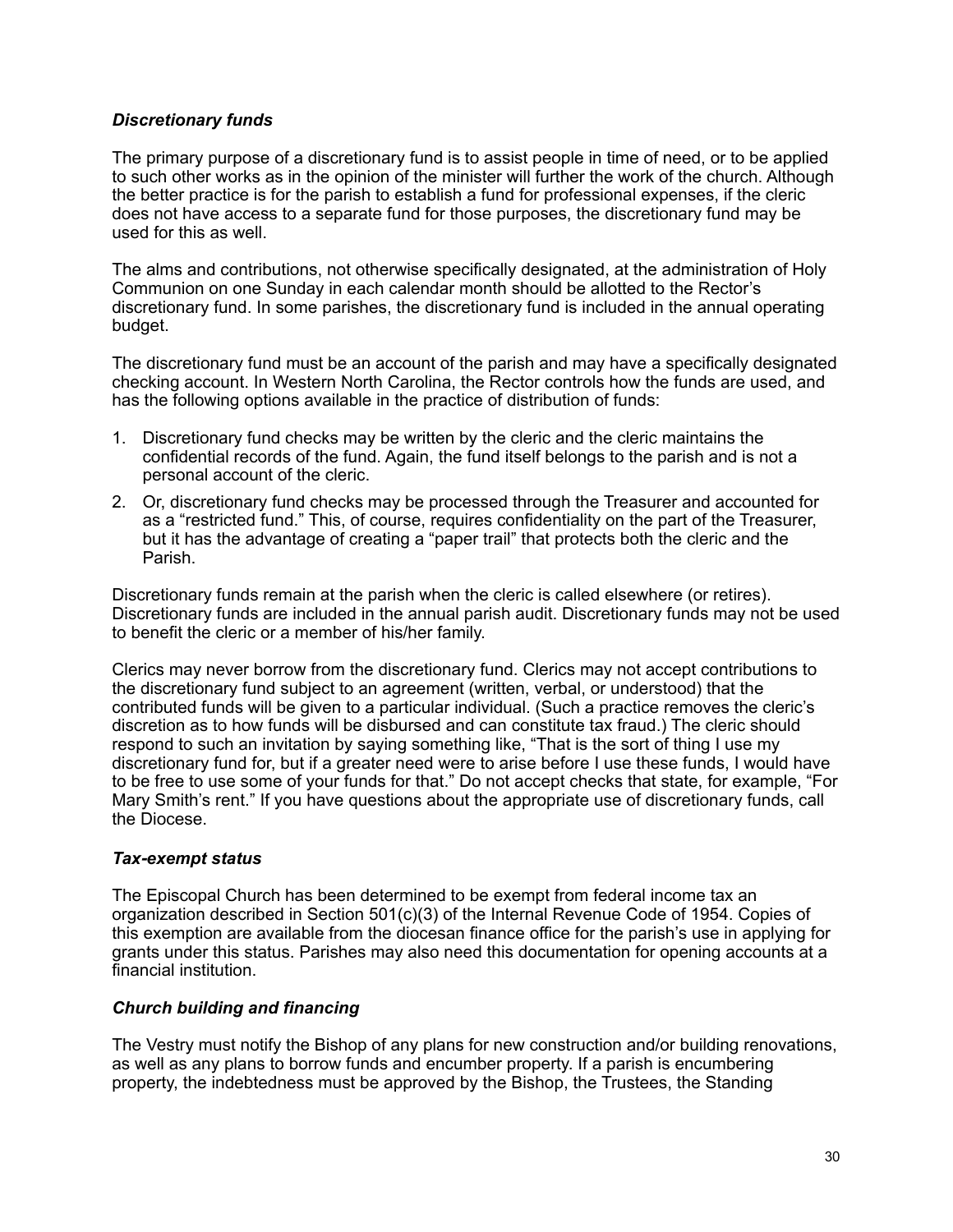### *Discretionary funds*

The primary purpose of a discretionary fund is to assist people in time of need, or to be applied to such other works as in the opinion of the minister will further the work of the church. Although the better practice is for the parish to establish a fund for professional expenses, if the cleric does not have access to a separate fund for those purposes, the discretionary fund may be used for this as well.

The alms and contributions, not otherwise specifically designated, at the administration of Holy Communion on one Sunday in each calendar month should be allotted to the Rector's discretionary fund. In some parishes, the discretionary fund is included in the annual operating budget.

The discretionary fund must be an account of the parish and may have a specifically designated checking account. In Western North Carolina, the Rector controls how the funds are used, and has the following options available in the practice of distribution of funds:

1. Discretionary fund checks may be written by the cleric and the cleric maintains the confidential records of the fund. Again, the fund itself belongs to the parish and is not a personal account of the cleric.
2. Or, discretionary fund checks may be processed through the Treasurer and accounted for as a "restricted fund." This, of course, requires confidentiality on the part of the Treasurer, but it has the advantage of creating a "paper trail" that protects both the cleric and the Parish.

Discretionary funds remain at the parish when the cleric is called elsewhere (or retires). Discretionary funds are included in the annual parish audit. Discretionary funds may not be used to benefit the cleric or a member of his/her family.

Clerics may never borrow from the discretionary fund. Clerics may not accept contributions to the discretionary fund subject to an agreement (written, verbal, or understood) that the contributed funds will be given to a particular individual. (Such a practice removes the cleric's discretion as to how funds will be disbursed and can constitute tax fraud.) The cleric should respond to such an invitation by saying something like, "That is the sort of thing I use my discretionary fund for, but if a greater need were to arise before I use these funds, I would have to be free to use some of your funds for that." Do not accept checks that state, for example, "For Mary Smith's rent." If you have questions about the appropriate use of discretionary funds, call the Diocese.

### *Tax-exempt status*

The Episcopal Church has been determined to be exempt from federal income tax an organization described in Section 501(c)(3) of the Internal Revenue Code of 1954. Copies of this exemption are available from the diocesan finance office for the parish's use in applying for grants under this status. Parishes may also need this documentation for opening accounts at a financial institution.

### *Church building and financing*

The Vestry must notify the Bishop of any plans for new construction and/or building renovations, as well as any plans to borrow funds and encumber property. If a parish is encumbering property, the indebtedness must be approved by the Bishop, the Trustees, the Standing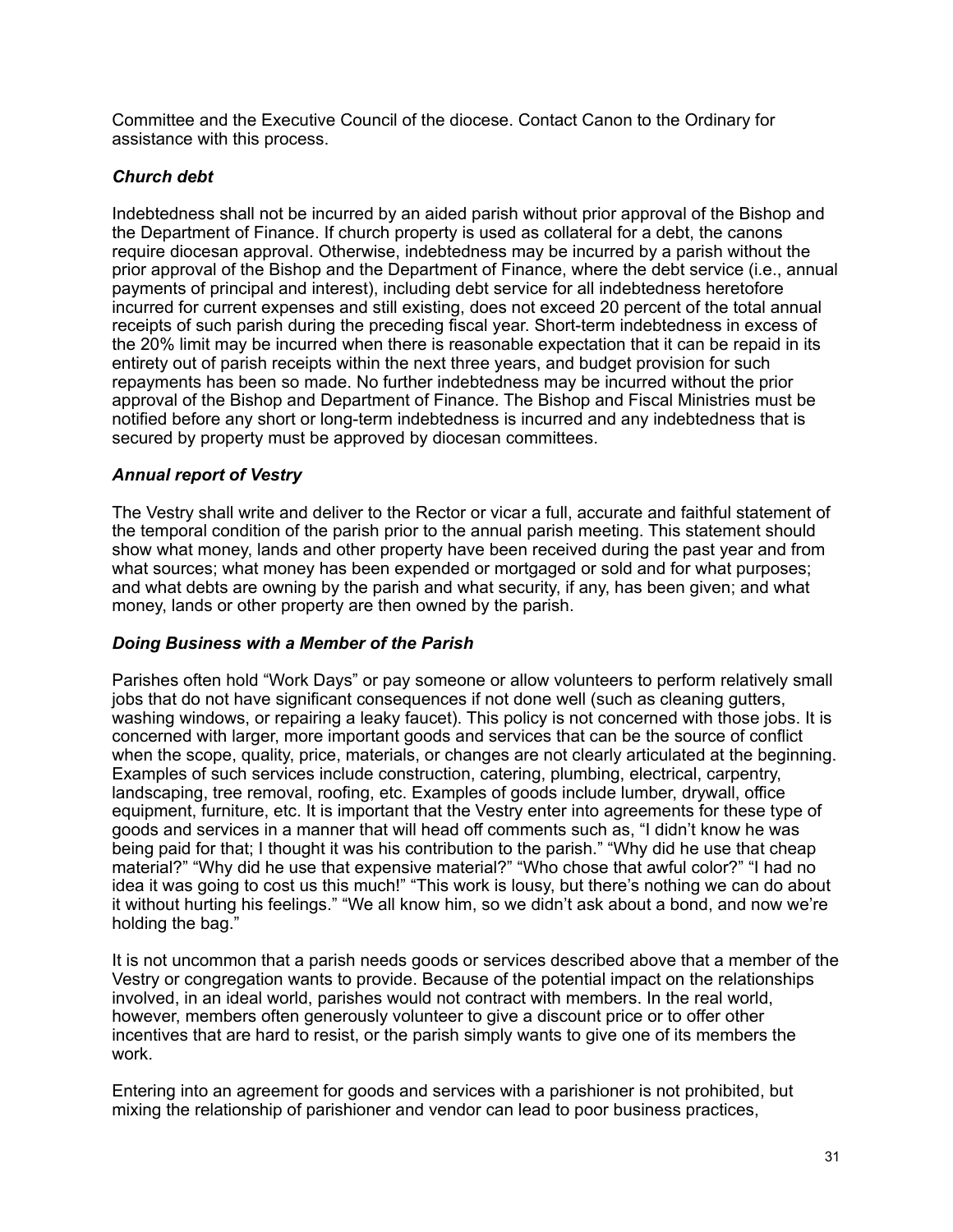Committee and the Executive Council of the diocese. Contact Canon to the Ordinary for assistance with this process.

### *Church debt*

Indebtedness shall not be incurred by an aided parish without prior approval of the Bishop and the Department of Finance. If church property is used as collateral for a debt, the canons require diocesan approval. Otherwise, indebtedness may be incurred by a parish without the prior approval of the Bishop and the Department of Finance, where the debt service (i.e., annual payments of principal and interest), including debt service for all indebtedness heretofore incurred for current expenses and still existing, does not exceed 20 percent of the total annual receipts of such parish during the preceding fiscal year. Short-term indebtedness in excess of the 20% limit may be incurred when there is reasonable expectation that it can be repaid in its entirety out of parish receipts within the next three years, and budget provision for such repayments has been so made. No further indebtedness may be incurred without the prior approval of the Bishop and Department of Finance. The Bishop and Fiscal Ministries must be notified before any short or long-term indebtedness is incurred and any indebtedness that is secured by property must be approved by diocesan committees.

### *Annual report of Vestry*

The Vestry shall write and deliver to the Rector or vicar a full, accurate and faithful statement of the temporal condition of the parish prior to the annual parish meeting. This statement should show what money, lands and other property have been received during the past year and from what sources; what money has been expended or mortgaged or sold and for what purposes; and what debts are owning by the parish and what security, if any, has been given; and what money, lands or other property are then owned by the parish.

### *Doing Business with a Member of the Parish*

Parishes often hold "Work Days" or pay someone or allow volunteers to perform relatively small jobs that do not have significant consequences if not done well (such as cleaning gutters, washing windows, or repairing a leaky faucet). This policy is not concerned with those jobs. It is concerned with larger, more important goods and services that can be the source of conflict when the scope, quality, price, materials, or changes are not clearly articulated at the beginning. Examples of such services include construction, catering, plumbing, electrical, carpentry, landscaping, tree removal, roofing, etc. Examples of goods include lumber, drywall, office equipment, furniture, etc. It is important that the Vestry enter into agreements for these type of goods and services in a manner that will head off comments such as, "I didn't know he was being paid for that; I thought it was his contribution to the parish." "Why did he use that cheap material?" "Why did he use that expensive material?" "Who chose that awful color?" "I had no idea it was going to cost us this much!" "This work is lousy, but there's nothing we can do about it without hurting his feelings." "We all know him, so we didn't ask about a bond, and now we're holding the bag."

It is not uncommon that a parish needs goods or services described above that a member of the Vestry or congregation wants to provide. Because of the potential impact on the relationships involved, in an ideal world, parishes would not contract with members. In the real world, however, members often generously volunteer to give a discount price or to offer other incentives that are hard to resist, or the parish simply wants to give one of its members the work.

Entering into an agreement for goods and services with a parishioner is not prohibited, but mixing the relationship of parishioner and vendor can lead to poor business practices,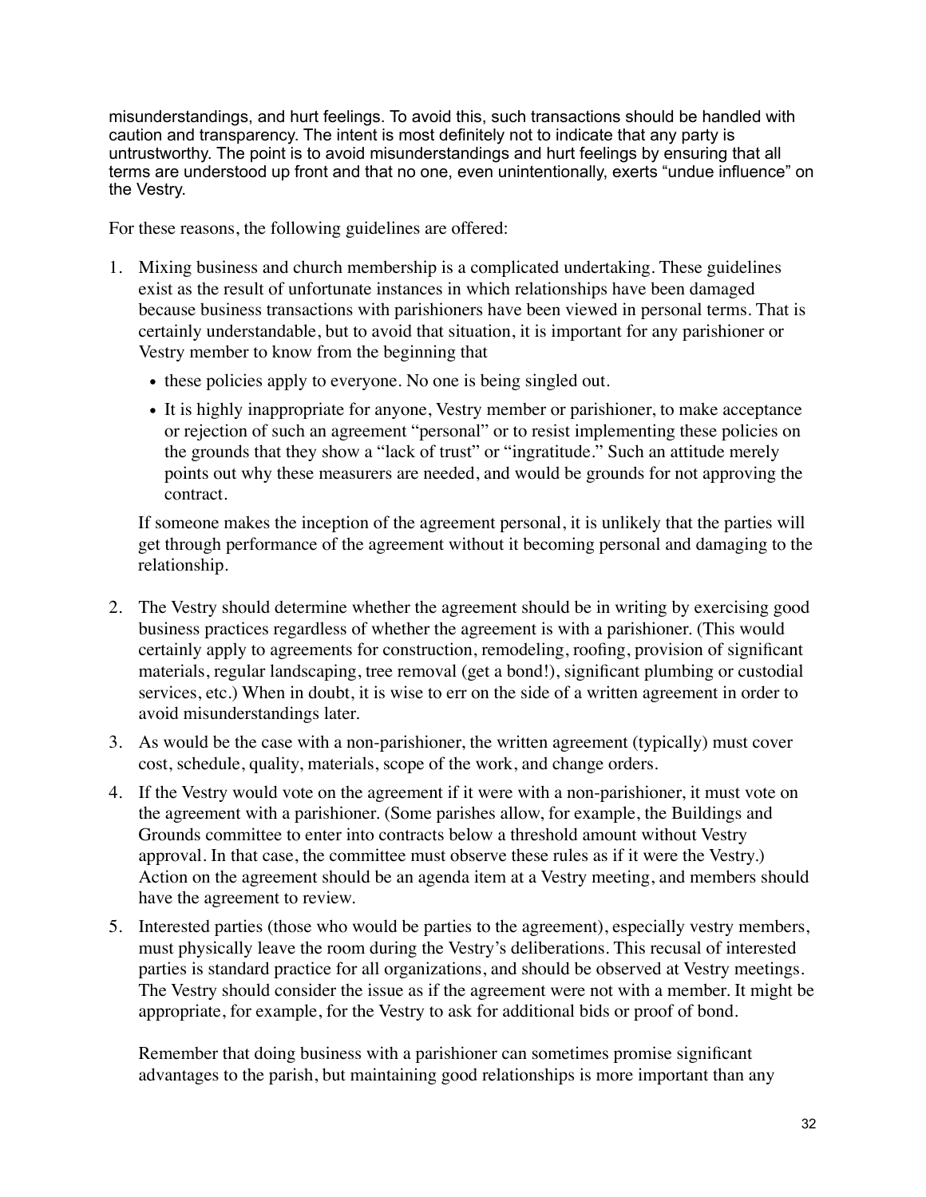misunderstandings, and hurt feelings. To avoid this, such transactions should be handled with caution and transparency. The intent is most definitely not to indicate that any party is untrustworthy. The point is to avoid misunderstandings and hurt feelings by ensuring that all terms are understood up front and that no one, even unintentionally, exerts "undue influence" on the Vestry.

For these reasons, the following guidelines are offered:

1. Mixing business and church membership is a complicated undertaking. These guidelines exist as the result of unfortunate instances in which relationships have been damaged because business transactions with parishioners have been viewed in personal terms. That is certainly understandable, but to avoid that situation, it is important for any parishioner or Vestry member to know from the beginning that

   - these policies apply to everyone. No one is being singled out.
   - It is highly inappropriate for anyone, Vestry member or parishioner, to make acceptance or rejection of such an agreement "personal" or to resist implementing these policies on the grounds that they show a "lack of trust" or "ingratitude." Such an attitude merely points out why these measurers are needed, and would be grounds for not approving the contract.

   If someone makes the inception of the agreement personal, it is unlikely that the parties will get through performance of the agreement without it becoming personal and damaging to the relationship.

2. The Vestry should determine whether the agreement should be in writing by exercising good business practices regardless of whether the agreement is with a parishioner. (This would certainly apply to agreements for construction, remodeling, roofing, provision of significant materials, regular landscaping, tree removal (get a bond!), significant plumbing or custodial services, etc.) When in doubt, it is wise to err on the side of a written agreement in order to avoid misunderstandings later.
3. As would be the case with a non-parishioner, the written agreement (typically) must cover cost, schedule, quality, materials, scope of the work, and change orders.
4. If the Vestry would vote on the agreement if it were with a non-parishioner, it must vote on the agreement with a parishioner. (Some parishes allow, for example, the Buildings and Grounds committee to enter into contracts below a threshold amount without Vestry approval. In that case, the committee must observe these rules as if it were the Vestry.) Action on the agreement should be an agenda item at a Vestry meeting, and members should have the agreement to review.
5. Interested parties (those who would be parties to the agreement), especially vestry members, must physically leave the room during the Vestry's deliberations. This recusal of interested parties is standard practice for all organizations, and should be observed at Vestry meetings. The Vestry should consider the issue as if the agreement were not with a member. It might be appropriate, for example, for the Vestry to ask for additional bids or proof of bond.

   Remember that doing business with a parishioner can sometimes promise significant advantages to the parish, but maintaining good relationships is more important than any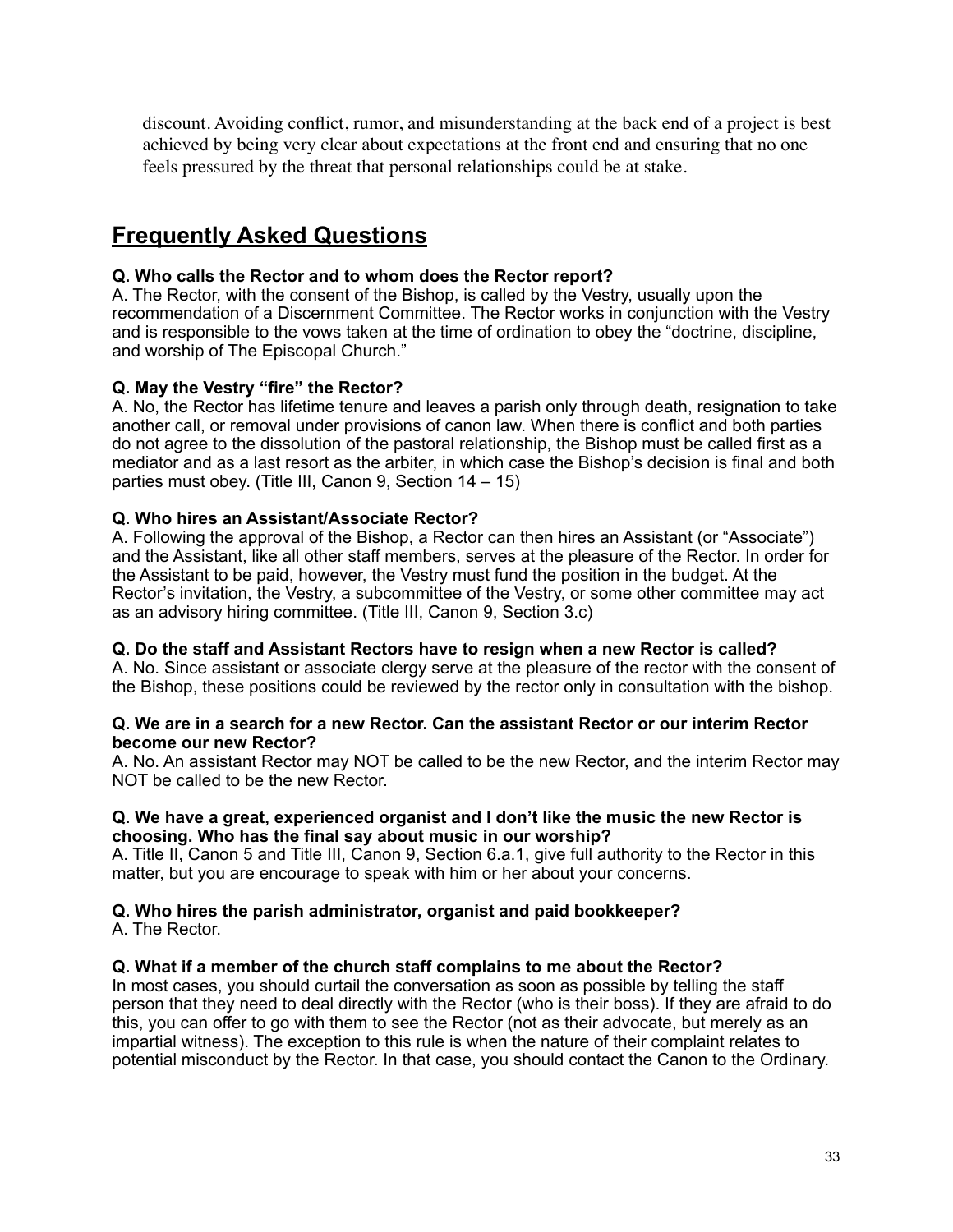discount. Avoiding conflict, rumor, and misunderstanding at the back end of a project is best achieved by being very clear about expectations at the front end and ensuring that no one feels pressured by the threat that personal relationships could be at stake.

## Frequently Asked Questions

**Q. Who calls the Rector and to whom does the Rector report?**
A. The Rector, with the consent of the Bishop, is called by the Vestry, usually upon the recommendation of a Discernment Committee. The Rector works in conjunction with the Vestry and is responsible to the vows taken at the time of ordination to obey the "doctrine, discipline, and worship of The Episcopal Church."

**Q. May the Vestry "fire" the Rector?**
A. No, the Rector has lifetime tenure and leaves a parish only through death, resignation to take another call, or removal under provisions of canon law. When there is conflict and both parties do not agree to the dissolution of the pastoral relationship, the Bishop must be called first as a mediator and as a last resort as the arbiter, in which case the Bishop's decision is final and both parties must obey. (Title III, Canon 9, Section 14 – 15)

**Q. Who hires an Assistant/Associate Rector?**
A. Following the approval of the Bishop, a Rector can then hires an Assistant (or "Associate") and the Assistant, like all other staff members, serves at the pleasure of the Rector. In order for the Assistant to be paid, however, the Vestry must fund the position in the budget. At the Rector's invitation, the Vestry, a subcommittee of the Vestry, or some other committee may act as an advisory hiring committee. (Title III, Canon 9, Section 3.c)

**Q. Do the staff and Assistant Rectors have to resign when a new Rector is called?**
A. No. Since assistant or associate clergy serve at the pleasure of the rector with the consent of the Bishop, these positions could be reviewed by the rector only in consultation with the bishop.

**Q. We are in a search for a new Rector. Can the assistant Rector or our interim Rector become our new Rector?**
A. No. An assistant Rector may NOT be called to be the new Rector, and the interim Rector may NOT be called to be the new Rector.

**Q. We have a great, experienced organist and I don't like the music the new Rector is choosing. Who has the final say about music in our worship?**
A. Title II, Canon 5 and Title III, Canon 9, Section 6.a.1, give full authority to the Rector in this matter, but you are encourage to speak with him or her about your concerns.

**Q. Who hires the parish administrator, organist and paid bookkeeper?**
A. The Rector.

**Q. What if a member of the church staff complains to me about the Rector?**
In most cases, you should curtail the conversation as soon as possible by telling the staff person that they need to deal directly with the Rector (who is their boss). If they are afraid to do this, you can offer to go with them to see the Rector (not as their advocate, but merely as an impartial witness). The exception to this rule is when the nature of their complaint relates to potential misconduct by the Rector. In that case, you should contact the Canon to the Ordinary.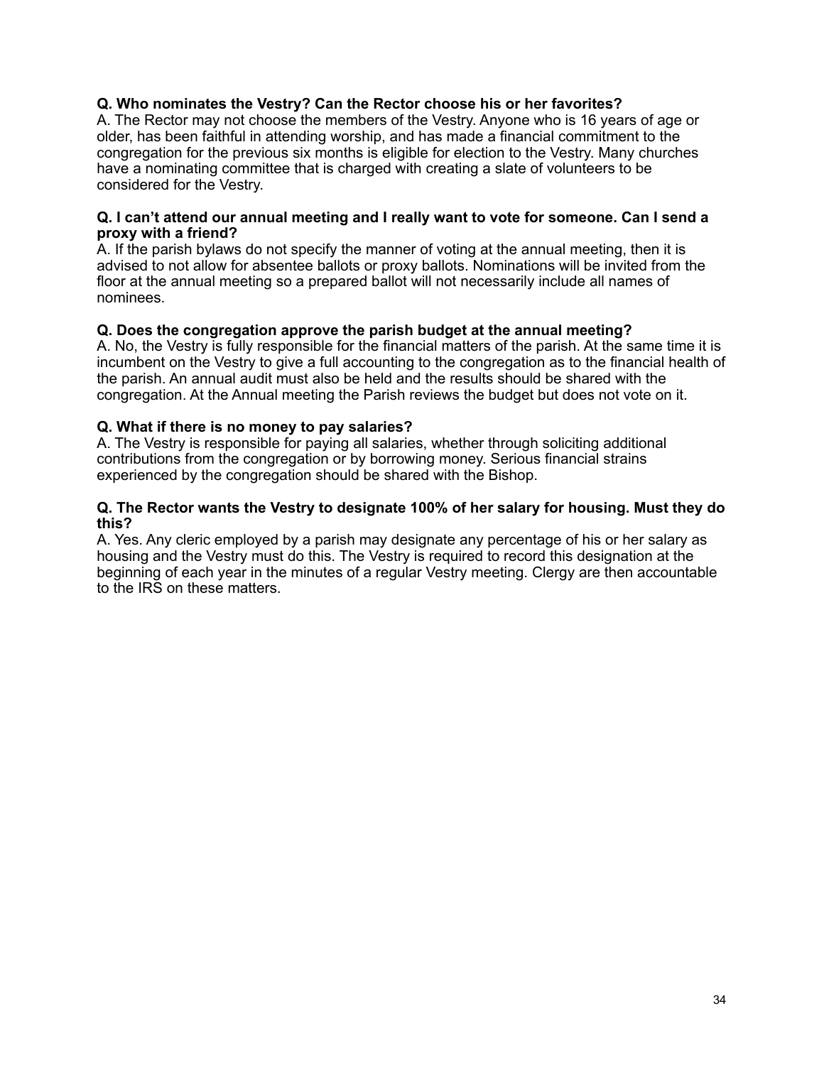**Q. Who nominates the Vestry? Can the Rector choose his or her favorites?**
A. The Rector may not choose the members of the Vestry. Anyone who is 16 years of age or older, has been faithful in attending worship, and has made a financial commitment to the congregation for the previous six months is eligible for election to the Vestry. Many churches have a nominating committee that is charged with creating a slate of volunteers to be considered for the Vestry.

**Q. I can't attend our annual meeting and I really want to vote for someone. Can I send a proxy with a friend?**
A. If the parish bylaws do not specify the manner of voting at the annual meeting, then it is advised to not allow for absentee ballots or proxy ballots. Nominations will be invited from the floor at the annual meeting so a prepared ballot will not necessarily include all names of nominees.

**Q. Does the congregation approve the parish budget at the annual meeting?**
A. No, the Vestry is fully responsible for the financial matters of the parish. At the same time it is incumbent on the Vestry to give a full accounting to the congregation as to the financial health of the parish. An annual audit must also be held and the results should be shared with the congregation. At the Annual meeting the Parish reviews the budget but does not vote on it.

**Q. What if there is no money to pay salaries?**
A. The Vestry is responsible for paying all salaries, whether through soliciting additional contributions from the congregation or by borrowing money. Serious financial strains experienced by the congregation should be shared with the Bishop.

**Q. The Rector wants the Vestry to designate 100% of her salary for housing. Must they do this?**
A. Yes. Any cleric employed by a parish may designate any percentage of his or her salary as housing and the Vestry must do this. The Vestry is required to record this designation at the beginning of each year in the minutes of a regular Vestry meeting. Clergy are then accountable to the IRS on these matters.